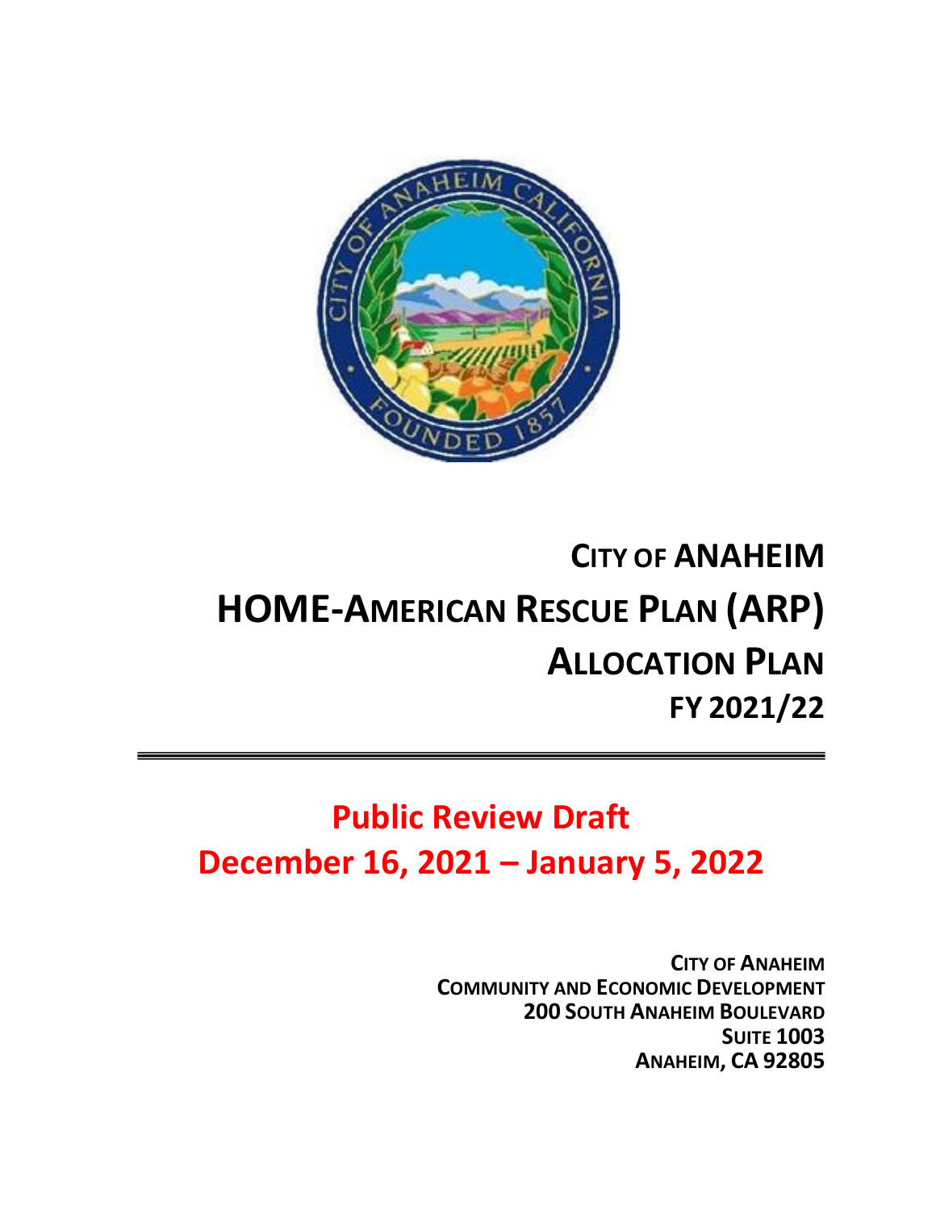# CITY OF ANAHEIM

# HOME-AMERICAN RESCUE PLAN (ARP)

# ALLOCATION PLAN

# FY 2021/22

## Public Review Draft

## December 16, 2021 – January 5, 2022

**CITY OF ANAHEIM**
**COMMUNITY AND ECONOMIC DEVELOPMENT**
**200 SOUTH ANAHEIM BOULEVARD**
**SUITE 1003**
**ANAHEIM, CA 92805**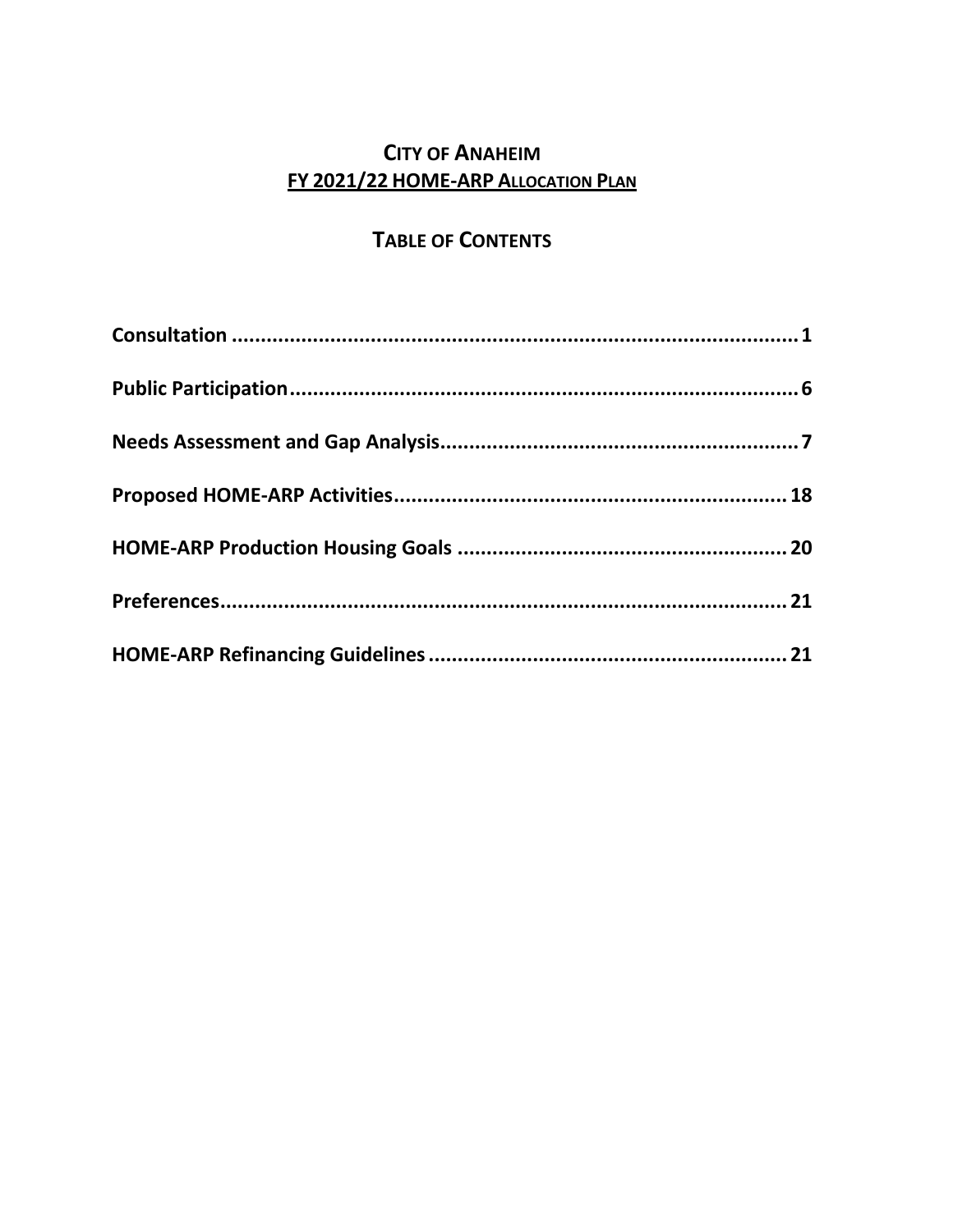# City of Anaheim

## FY 2021/22 HOME-ARP Allocation Plan

## Table of Contents

**Consultation** ..................................................................................................... **1**

**Public Participation** ........................................................................................ **6**

**Needs Assessment and Gap Analysis** .............................................................. **7**

**Proposed HOME-ARP Activities** .................................................................... **18**

**HOME-ARP Production Housing Goals** ......................................................... **20**

**Preferences** .................................................................................................... **21**

**HOME-ARP Refinancing Guidelines** ............................................................. **21**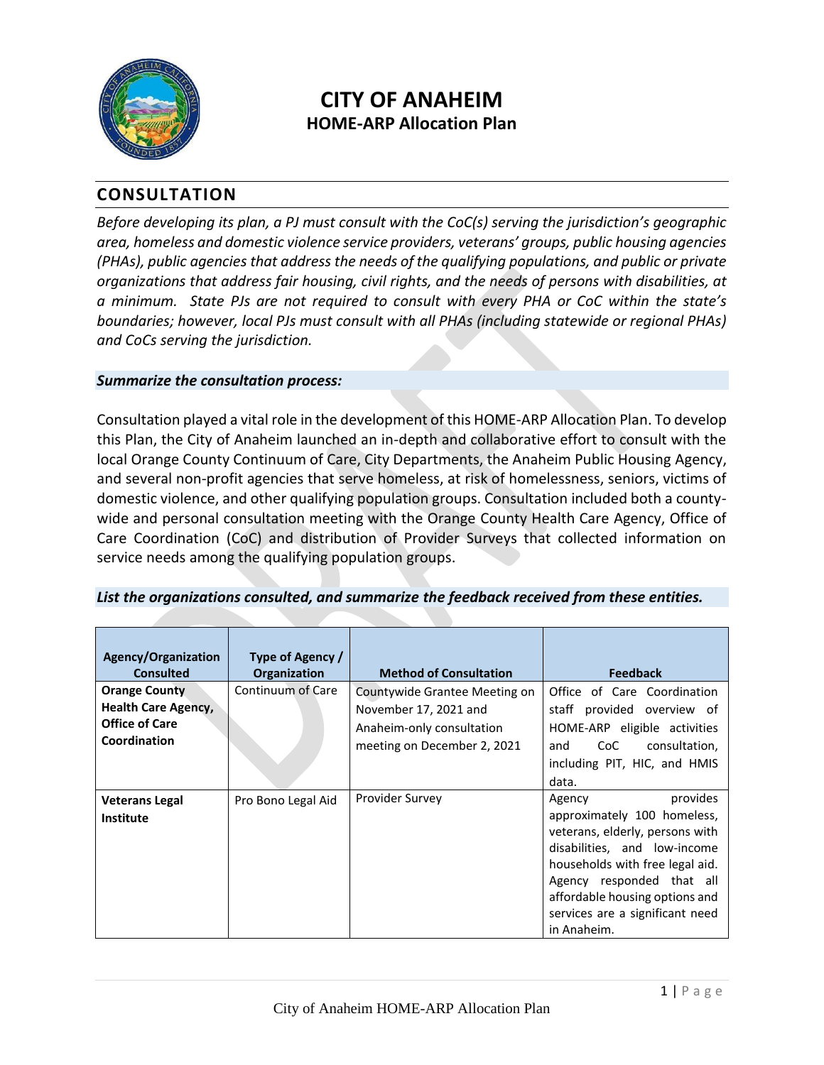# CITY OF ANAHEIM
## HOME-ARP Allocation Plan

## CONSULTATION

*Before developing its plan, a PJ must consult with the CoC(s) serving the jurisdiction's geographic area, homeless and domestic violence service providers, veterans' groups, public housing agencies (PHAs), public agencies that address the needs of the qualifying populations, and public or private organizations that address fair housing, civil rights, and the needs of persons with disabilities, at a minimum. State PJs are not required to consult with every PHA or CoC within the state's boundaries; however, local PJs must consult with all PHAs (including statewide or regional PHAs) and CoCs serving the jurisdiction.*

***Summarize the consultation process:***

Consultation played a vital role in the development of this HOME-ARP Allocation Plan. To develop this Plan, the City of Anaheim launched an in-depth and collaborative effort to consult with the local Orange County Continuum of Care, City Departments, the Anaheim Public Housing Agency, and several non-profit agencies that serve homeless, at risk of homelessness, seniors, victims of domestic violence, and other qualifying population groups. Consultation included both a county-wide and personal consultation meeting with the Orange County Health Care Agency, Office of Care Coordination (CoC) and distribution of Provider Surveys that collected information on service needs among the qualifying population groups.

***List the organizations consulted, and summarize the feedback received from these entities.***

| Agency/Organization Consulted | Type of Agency / Organization | Method of Consultation | Feedback |
|---|---|---|---|
| **Orange County Health Care Agency, Office of Care Coordination** | Continuum of Care | Countywide Grantee Meeting on November 17, 2021 and Anaheim-only consultation meeting on December 2, 2021 | Office of Care Coordination staff provided overview of HOME-ARP eligible activities and CoC consultation, including PIT, HIC, and HMIS data. |
| **Veterans Legal Institute** | Pro Bono Legal Aid | Provider Survey | Agency provides approximately 100 homeless, veterans, elderly, persons with disabilities, and low-income households with free legal aid. Agency responded that all affordable housing options and services are a significant need in Anaheim. |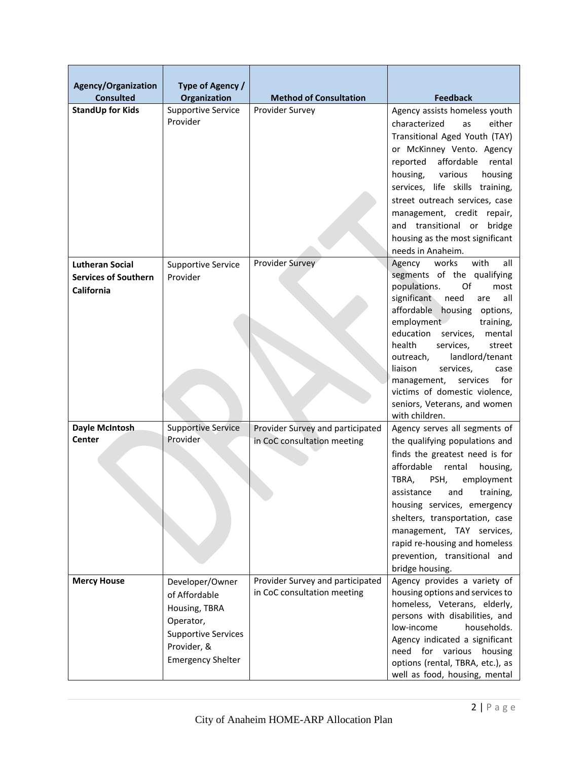| Agency/Organization Consulted | Type of Agency / Organization | Method of Consultation | Feedback |
|---|---|---|---|
| **StandUp for Kids** | Supportive Service Provider | Provider Survey | Agency assists homeless youth characterized as either Transitional Aged Youth (TAY) or McKinney Vento. Agency reported affordable rental housing, various housing services, life skills training, street outreach services, case management, credit repair, and transitional or bridge housing as the most significant needs in Anaheim. |
| **Lutheran Social Services of Southern California** | Supportive Service Provider | Provider Survey | Agency works with all segments of the qualifying populations. Of most significant need are all affordable housing options, employment training, education services, mental health services, street outreach, landlord/tenant liaison services, case management, services for victims of domestic violence, seniors, Veterans, and women with children. |
| **Dayle McIntosh Center** | Supportive Service Provider | Provider Survey and participated in CoC consultation meeting | Agency serves all segments of the qualifying populations and finds the greatest need is for affordable rental housing, TBRA, PSH, employment assistance and training, housing services, emergency shelters, transportation, case management, TAY services, rapid re-housing and homeless prevention, transitional and bridge housing. |
| **Mercy House** | Developer/Owner of Affordable Housing, TBRA Operator, Supportive Services Provider, & Emergency Shelter | Provider Survey and participated in CoC consultation meeting | Agency provides a variety of housing options and services to homeless, Veterans, elderly, persons with disabilities, and low-income households. Agency indicated a significant need for various housing options (rental, TBRA, etc.), as well as food, housing, mental |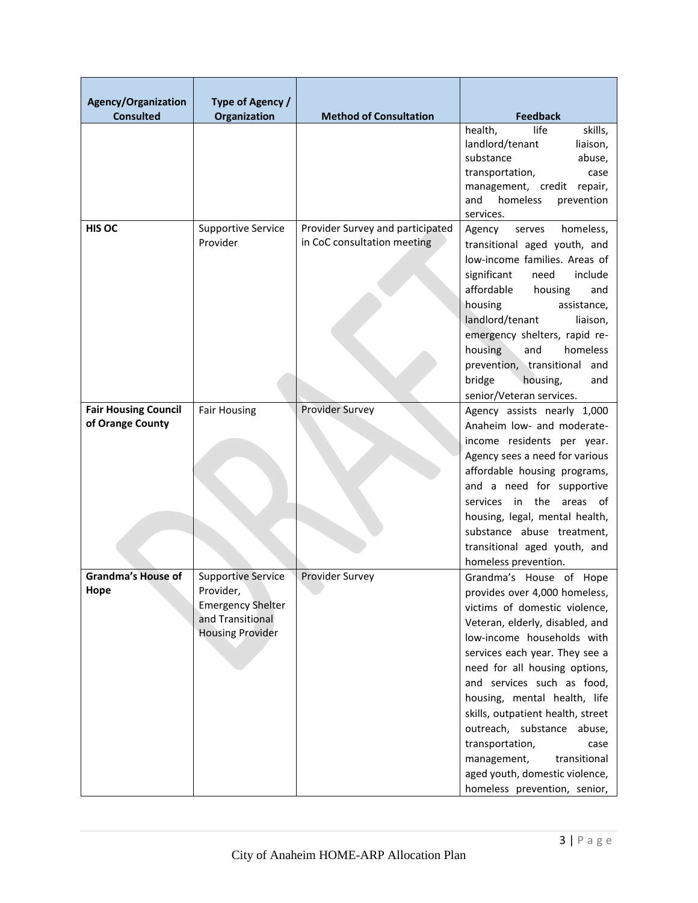| Agency/Organization Consulted | Type of Agency / Organization | Method of Consultation | Feedback |
|---|---|---|---|
| | | | health, life skills, landlord/tenant liaison, substance abuse, transportation, case management, credit repair, and homeless prevention services. |
| **HIS OC** | Supportive Service Provider | Provider Survey and participated in CoC consultation meeting | Agency serves homeless, transitional aged youth, and low-income families. Areas of significant need include affordable housing and housing assistance, landlord/tenant liaison, emergency shelters, rapid re-housing and homeless prevention, transitional and bridge housing, and senior/Veteran services. |
| **Fair Housing Council of Orange County** | Fair Housing | Provider Survey | Agency assists nearly 1,000 Anaheim low- and moderate-income residents per year. Agency sees a need for various affordable housing programs, and a need for supportive services in the areas of housing, legal, mental health, substance abuse treatment, transitional aged youth, and homeless prevention. |
| **Grandma's House of Hope** | Supportive Service Provider, Emergency Shelter and Transitional Housing Provider | Provider Survey | Grandma's House of Hope provides over 4,000 homeless, victims of domestic violence, Veteran, elderly, disabled, and low-income households with services each year. They see a need for all housing options, and services such as food, housing, mental health, life skills, outpatient health, street outreach, substance abuse, transportation, case management, transitional aged youth, domestic violence, homeless prevention, senior, |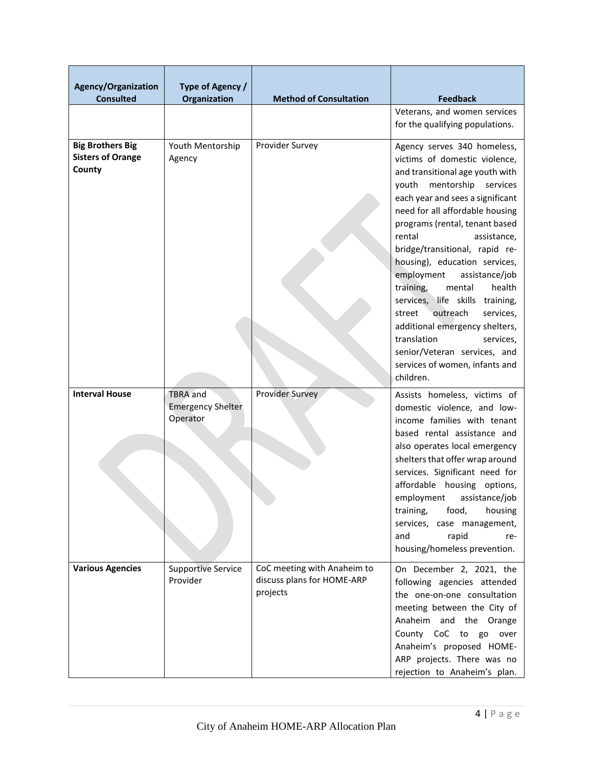| Agency/Organization Consulted | Type of Agency / Organization | Method of Consultation | Feedback |
|---|---|---|---|
| | | | Veterans, and women services for the qualifying populations. |
| **Big Brothers Big Sisters of Orange County** | Youth Mentorship Agency | Provider Survey | Agency serves 340 homeless, victims of domestic violence, and transitional age youth with youth mentorship services each year and sees a significant need for all affordable housing programs (rental, tenant based rental assistance, bridge/transitional, rapid re-housing), education services, employment assistance/job training, mental health services, life skills training, street outreach services, additional emergency shelters, translation services, senior/Veteran services, and services of women, infants and children. |
| **Interval House** | TBRA and Emergency Shelter Operator | Provider Survey | Assists homeless, victims of domestic violence, and low-income families with tenant based rental assistance and also operates local emergency shelters that offer wrap around services. Significant need for affordable housing options, employment assistance/job training, food, housing services, case management, and rapid re-housing/homeless prevention. |
| **Various Agencies** | Supportive Service Provider | CoC meeting with Anaheim to discuss plans for HOME-ARP projects | On December 2, 2021, the following agencies attended the one-on-one consultation meeting between the City of Anaheim and the Orange County CoC to go over Anaheim's proposed HOME-ARP projects. There was no rejection to Anaheim's plan. |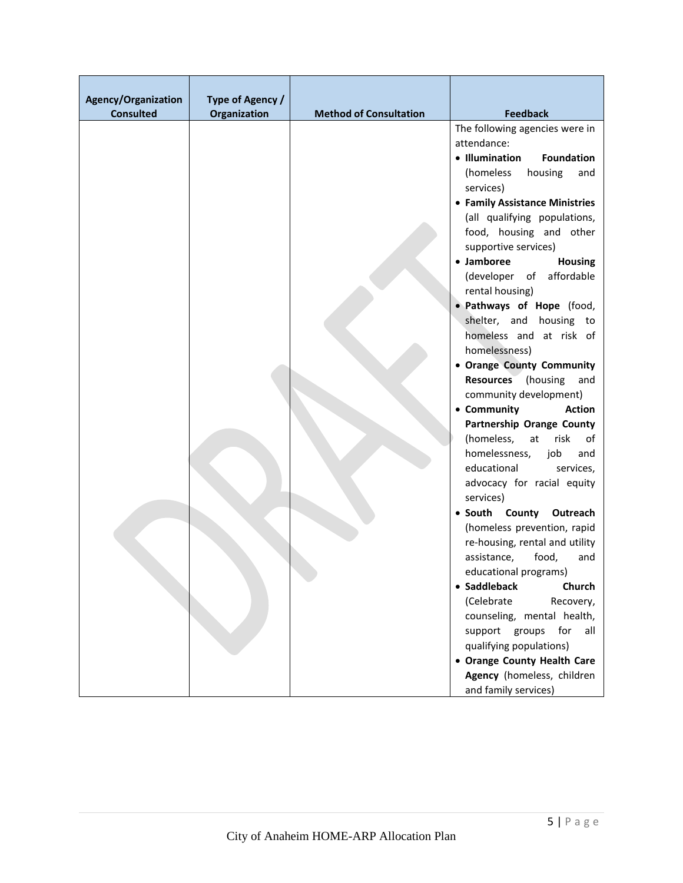| Agency/Organization Consulted | Type of Agency / Organization | Method of Consultation | Feedback |
|---|---|---|---|
| | | | The following agencies were in attendance:<br>• **Illumination Foundation** (homeless housing and services)<br>• **Family Assistance Ministries** (all qualifying populations, food, housing and other supportive services)<br>• **Jamboree Housing** (developer of affordable rental housing)<br>• **Pathways of Hope** (food, shelter, and housing to homeless and at risk of homelessness)<br>• **Orange County Community Resources** (housing and community development)<br>• **Community Action Partnership Orange County** (homeless, at risk of homelessness, job and educational services, advocacy for racial equity services)<br>• **South County Outreach** (homeless prevention, rapid re-housing, rental and utility assistance, food, and educational programs)<br>• **Saddleback Church** (Celebrate Recovery, counseling, mental health, support groups for all qualifying populations)<br>• **Orange County Health Care Agency** (homeless, children and family services) |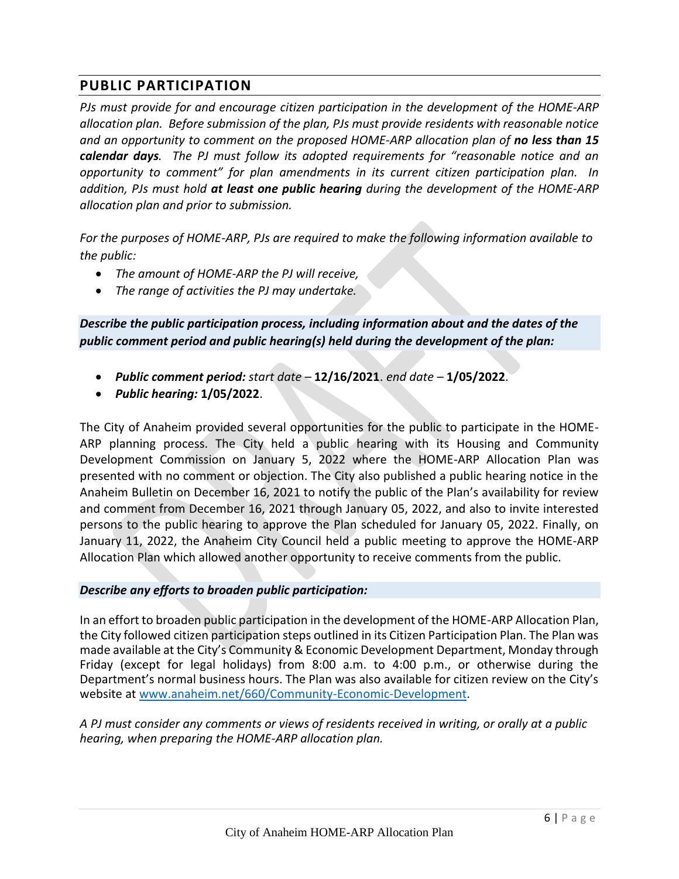## PUBLIC PARTICIPATION

*PJs must provide for and encourage citizen participation in the development of the HOME-ARP allocation plan. Before submission of the plan, PJs must provide residents with reasonable notice and an opportunity to comment on the proposed HOME-ARP allocation plan of **no less than 15 calendar days**. The PJ must follow its adopted requirements for "reasonable notice and an opportunity to comment" for plan amendments in its current citizen participation plan. In addition, PJs must hold **at least one public hearing** during the development of the HOME-ARP allocation plan and prior to submission.*

*For the purposes of HOME-ARP, PJs are required to make the following information available to the public:*

- *The amount of HOME-ARP the PJ will receive,*
- *The range of activities the PJ may undertake.*

***Describe the public participation process, including information about and the dates of the public comment period and public hearing(s) held during the development of the plan:***

- ***Public comment period:*** *start date* – **12/16/2021**. *end date* – **1/05/2022**.
- ***Public hearing:*** **1/05/2022**.

The City of Anaheim provided several opportunities for the public to participate in the HOME-ARP planning process. The City held a public hearing with its Housing and Community Development Commission on January 5, 2022 where the HOME-ARP Allocation Plan was presented with no comment or objection. The City also published a public hearing notice in the Anaheim Bulletin on December 16, 2021 to notify the public of the Plan's availability for review and comment from December 16, 2021 through January 05, 2022, and also to invite interested persons to the public hearing to approve the Plan scheduled for January 05, 2022. Finally, on January 11, 2022, the Anaheim City Council held a public meeting to approve the HOME-ARP Allocation Plan which allowed another opportunity to receive comments from the public.

***Describe any efforts to broaden public participation:***

In an effort to broaden public participation in the development of the HOME-ARP Allocation Plan, the City followed citizen participation steps outlined in its Citizen Participation Plan. The Plan was made available at the City's Community & Economic Development Department, Monday through Friday (except for legal holidays) from 8:00 a.m. to 4:00 p.m., or otherwise during the Department's normal business hours. The Plan was also available for citizen review on the City's website at [www.anaheim.net/660/Community-Economic-Development](http://www.anaheim.net/660/Community-Economic-Development).

*A PJ must consider any comments or views of residents received in writing, or orally at a public hearing, when preparing the HOME-ARP allocation plan.*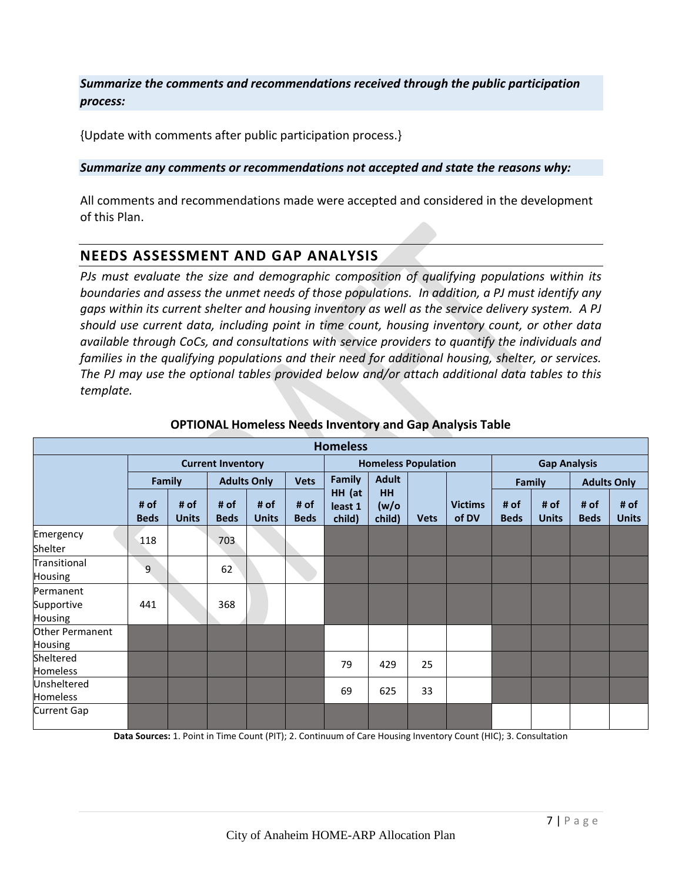***Summarize the comments and recommendations received through the public participation process:***

{Update with comments after public participation process.}

***Summarize any comments or recommendations not accepted and state the reasons why:***

All comments and recommendations made were accepted and considered in the development of this Plan.

## NEEDS ASSESSMENT AND GAP ANALYSIS

*PJs must evaluate the size and demographic composition of qualifying populations within its boundaries and assess the unmet needs of those populations. In addition, a PJ must identify any gaps within its current shelter and housing inventory as well as the service delivery system. A PJ should use current data, including point in time count, housing inventory count, or other data available through CoCs, and consultations with service providers to quantify the individuals and families in the qualifying populations and their need for additional housing, shelter, or services. The PJ may use the optional tables provided below and/or attach additional data tables to this template.*

**OPTIONAL Homeless Needs Inventory and Gap Analysis Table**

| Homeless | | | | | | | | | | | | | |
|---|---|---|---|---|---|---|---|---|---|---|---|---|---|
| | Current Inventory | | | | | Homeless Population | | | | Gap Analysis | | | |
| | Family | | Adults Only | | Vets | Family HH (at least 1 child) | Adult HH (w/o child) | Vets | Victims of DV | Family | | Adults Only | |
| | # of Beds | # of Units | # of Beds | # of Units | # of Beds | | | | | # of Beds | # of Units | # of Beds | # of Units |
| Emergency Shelter | 118 | | 703 | | | | | | | | | | |
| Transitional Housing | 9 | | 62 | | | | | | | | | | |
| Permanent Supportive Housing | 441 | | 368 | | | | | | | | | | |
| Other Permanent Housing | | | | | | | | | | | | | |
| Sheltered Homeless | | | | | | 79 | 429 | 25 | | | | | |
| Unsheltered Homeless | | | | | | 69 | 625 | 33 | | | | | |
| Current Gap | | | | | | | | | | | | | |

**Data Sources:** 1. Point in Time Count (PIT); 2. Continuum of Care Housing Inventory Count (HIC); 3. Consultation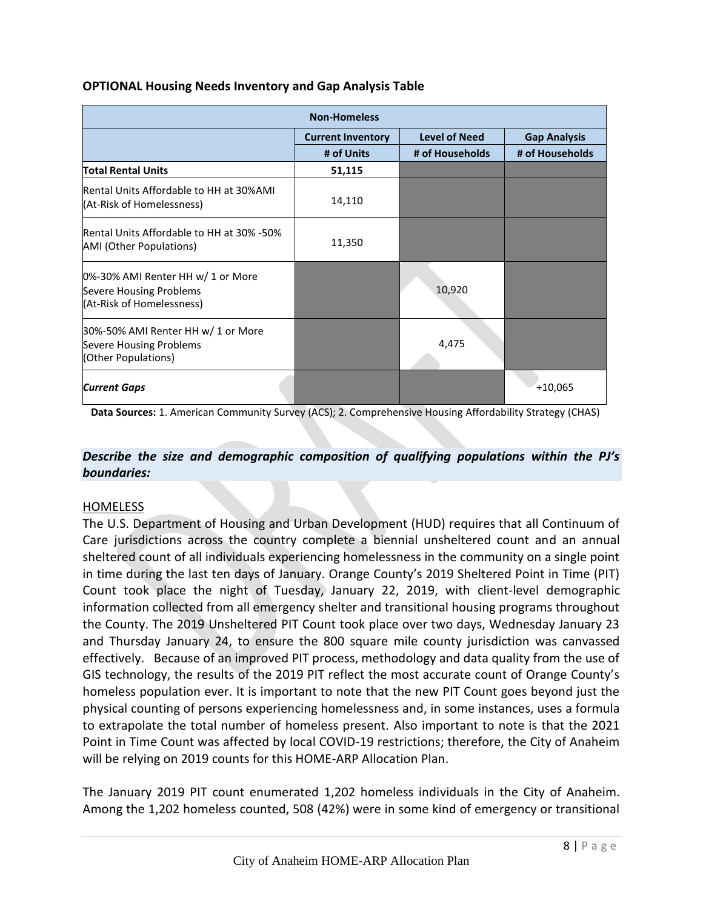**OPTIONAL Housing Needs Inventory and Gap Analysis Table**

| Non-Homeless | | | |
|---|---|---|---|
| | Current Inventory | Level of Need | Gap Analysis |
| | # of Units | # of Households | # of Households |
| **Total Rental Units** | **51,115** | | |
| Rental Units Affordable to HH at 30%AMI (At-Risk of Homelessness) | 14,110 | | |
| Rental Units Affordable to HH at 30% -50% AMI (Other Populations) | 11,350 | | |
| 0%-30% AMI Renter HH w/ 1 or More Severe Housing Problems (At-Risk of Homelessness) | | 10,920 | |
| 30%-50% AMI Renter HH w/ 1 or More Severe Housing Problems (Other Populations) | | 4,475 | |
| ***Current Gaps*** | | | +10,065 |

**Data Sources:** 1. American Community Survey (ACS); 2. Comprehensive Housing Affordability Strategy (CHAS)

***Describe the size and demographic composition of qualifying populations within the PJ's boundaries:***

HOMELESS

The U.S. Department of Housing and Urban Development (HUD) requires that all Continuum of Care jurisdictions across the country complete a biennial unsheltered count and an annual sheltered count of all individuals experiencing homelessness in the community on a single point in time during the last ten days of January. Orange County's 2019 Sheltered Point in Time (PIT) Count took place the night of Tuesday, January 22, 2019, with client-level demographic information collected from all emergency shelter and transitional housing programs throughout the County. The 2019 Unsheltered PIT Count took place over two days, Wednesday January 23 and Thursday January 24, to ensure the 800 square mile county jurisdiction was canvassed effectively. Because of an improved PIT process, methodology and data quality from the use of GIS technology, the results of the 2019 PIT reflect the most accurate count of Orange County's homeless population ever. It is important to note that the new PIT Count goes beyond just the physical counting of persons experiencing homelessness and, in some instances, uses a formula to extrapolate the total number of homeless present. Also important to note is that the 2021 Point in Time Count was affected by local COVID-19 restrictions; therefore, the City of Anaheim will be relying on 2019 counts for this HOME-ARP Allocation Plan.

The January 2019 PIT count enumerated 1,202 homeless individuals in the City of Anaheim. Among the 1,202 homeless counted, 508 (42%) were in some kind of emergency or transitional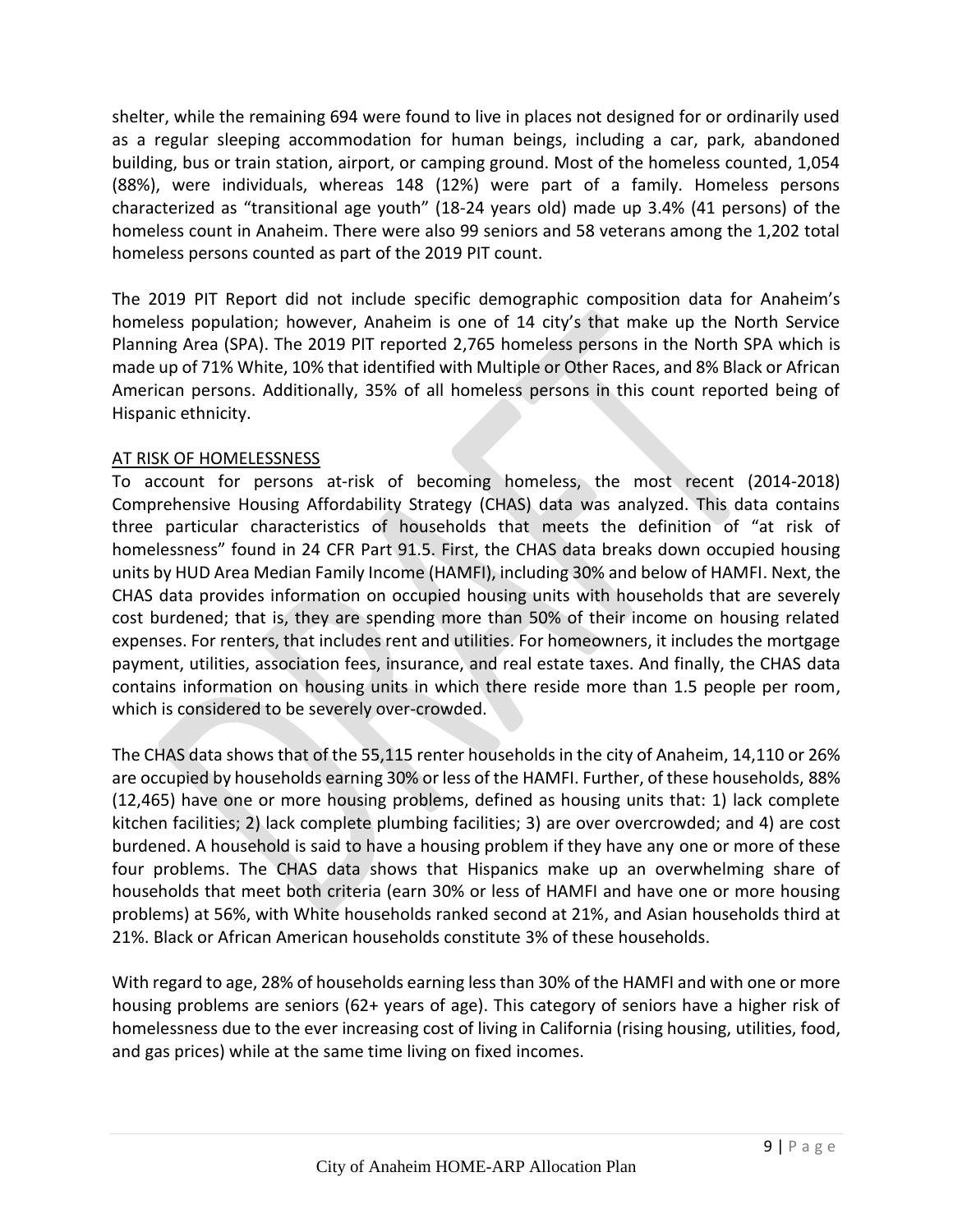shelter, while the remaining 694 were found to live in places not designed for or ordinarily used as a regular sleeping accommodation for human beings, including a car, park, abandoned building, bus or train station, airport, or camping ground. Most of the homeless counted, 1,054 (88%), were individuals, whereas 148 (12%) were part of a family. Homeless persons characterized as "transitional age youth" (18-24 years old) made up 3.4% (41 persons) of the homeless count in Anaheim. There were also 99 seniors and 58 veterans among the 1,202 total homeless persons counted as part of the 2019 PIT count.

The 2019 PIT Report did not include specific demographic composition data for Anaheim's homeless population; however, Anaheim is one of 14 city's that make up the North Service Planning Area (SPA). The 2019 PIT reported 2,765 homeless persons in the North SPA which is made up of 71% White, 10% that identified with Multiple or Other Races, and 8% Black or African American persons. Additionally, 35% of all homeless persons in this count reported being of Hispanic ethnicity.

AT RISK OF HOMELESSNESS

To account for persons at-risk of becoming homeless, the most recent (2014-2018) Comprehensive Housing Affordability Strategy (CHAS) data was analyzed. This data contains three particular characteristics of households that meets the definition of "at risk of homelessness" found in 24 CFR Part 91.5. First, the CHAS data breaks down occupied housing units by HUD Area Median Family Income (HAMFI), including 30% and below of HAMFI. Next, the CHAS data provides information on occupied housing units with households that are severely cost burdened; that is, they are spending more than 50% of their income on housing related expenses. For renters, that includes rent and utilities. For homeowners, it includes the mortgage payment, utilities, association fees, insurance, and real estate taxes. And finally, the CHAS data contains information on housing units in which there reside more than 1.5 people per room, which is considered to be severely over-crowded.

The CHAS data shows that of the 55,115 renter households in the city of Anaheim, 14,110 or 26% are occupied by households earning 30% or less of the HAMFI. Further, of these households, 88% (12,465) have one or more housing problems, defined as housing units that: 1) lack complete kitchen facilities; 2) lack complete plumbing facilities; 3) are over overcrowded; and 4) are cost burdened. A household is said to have a housing problem if they have any one or more of these four problems. The CHAS data shows that Hispanics make up an overwhelming share of households that meet both criteria (earn 30% or less of HAMFI and have one or more housing problems) at 56%, with White households ranked second at 21%, and Asian households third at 21%. Black or African American households constitute 3% of these households.

With regard to age, 28% of households earning less than 30% of the HAMFI and with one or more housing problems are seniors (62+ years of age). This category of seniors have a higher risk of homelessness due to the ever increasing cost of living in California (rising housing, utilities, food, and gas prices) while at the same time living on fixed incomes.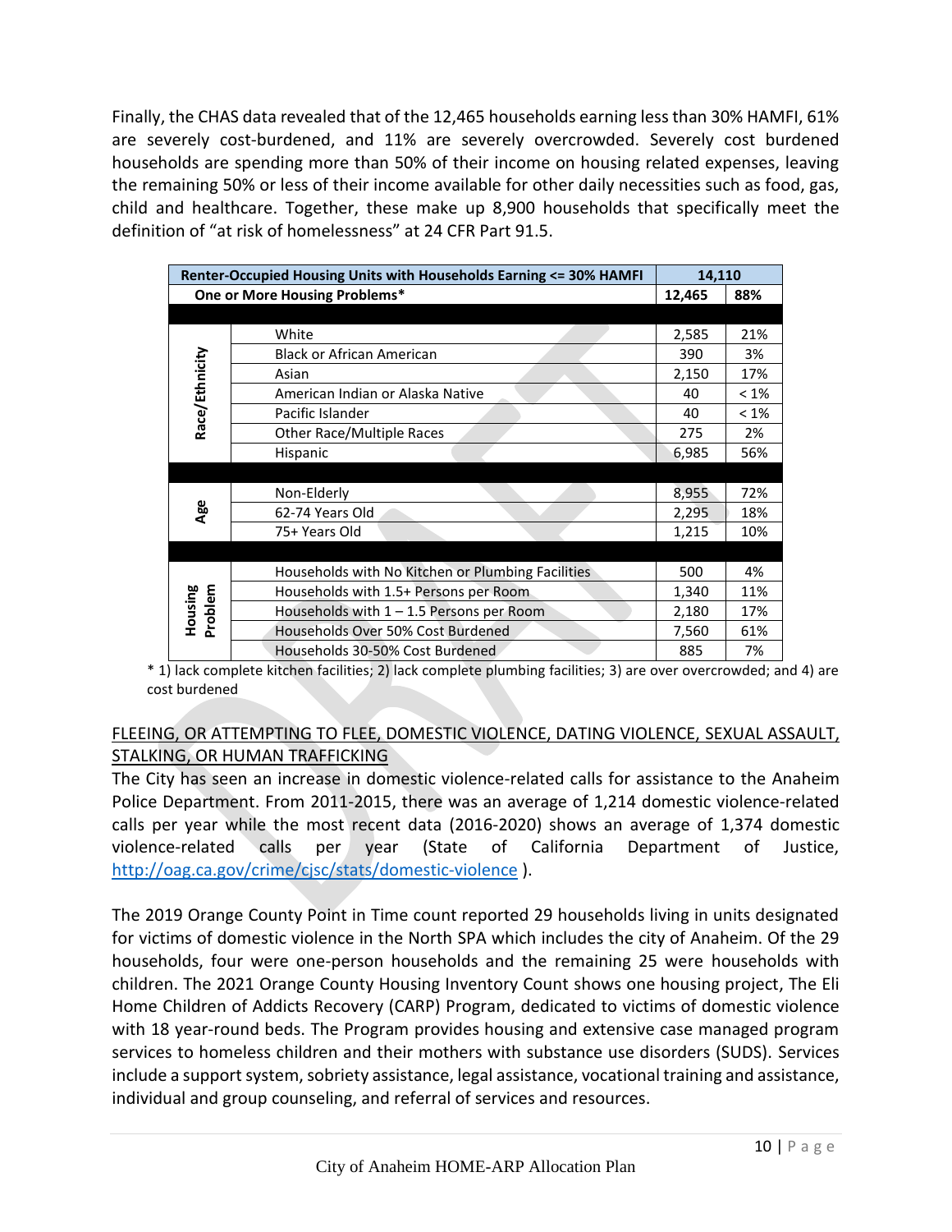Finally, the CHAS data revealed that of the 12,465 households earning less than 30% HAMFI, 61% are severely cost-burdened, and 11% are severely overcrowded. Severely cost burdened households are spending more than 50% of their income on housing related expenses, leaving the remaining 50% or less of their income available for other daily necessities such as food, gas, child and healthcare. Together, these make up 8,900 households that specifically meet the definition of "at risk of homelessness" at 24 CFR Part 91.5.

| Renter-Occupied Housing Units with Households Earning <= 30% HAMFI | | 14,110 | |
|---|---|---|---|
| One or More Housing Problems* | | 12,465 | 88% |
| Race/Ethnicity | White | 2,585 | 21% |
| | Black or African American | 390 | 3% |
| | Asian | 2,150 | 17% |
| | American Indian or Alaska Native | 40 | < 1% |
| | Pacific Islander | 40 | < 1% |
| | Other Race/Multiple Races | 275 | 2% |
| | Hispanic | 6,985 | 56% |
| Age | Non-Elderly | 8,955 | 72% |
| | 62-74 Years Old | 2,295 | 18% |
| | 75+ Years Old | 1,215 | 10% |
| Housing Problem | Households with No Kitchen or Plumbing Facilities | 500 | 4% |
| | Households with 1.5+ Persons per Room | 1,340 | 11% |
| | Households with 1 – 1.5 Persons per Room | 2,180 | 17% |
| | Households Over 50% Cost Burdened | 7,560 | 61% |
| | Households 30-50% Cost Burdened | 885 | 7% |

* 1) lack complete kitchen facilities; 2) lack complete plumbing facilities; 3) are over overcrowded; and 4) are cost burdened

FLEEING, OR ATTEMPTING TO FLEE, DOMESTIC VIOLENCE, DATING VIOLENCE, SEXUAL ASSAULT, STALKING, OR HUMAN TRAFFICKING

The City has seen an increase in domestic violence-related calls for assistance to the Anaheim Police Department. From 2011-2015, there was an average of 1,214 domestic violence-related calls per year while the most recent data (2016-2020) shows an average of 1,374 domestic violence-related calls per year (State of California Department of Justice, http://oag.ca.gov/crime/cjsc/stats/domestic-violence ).

The 2019 Orange County Point in Time count reported 29 households living in units designated for victims of domestic violence in the North SPA which includes the city of Anaheim. Of the 29 households, four were one-person households and the remaining 25 were households with children. The 2021 Orange County Housing Inventory Count shows one housing project, The Eli Home Children of Addicts Recovery (CARP) Program, dedicated to victims of domestic violence with 18 year-round beds. The Program provides housing and extensive case managed program services to homeless children and their mothers with substance use disorders (SUDS). Services include a support system, sobriety assistance, legal assistance, vocational training and assistance, individual and group counseling, and referral of services and resources.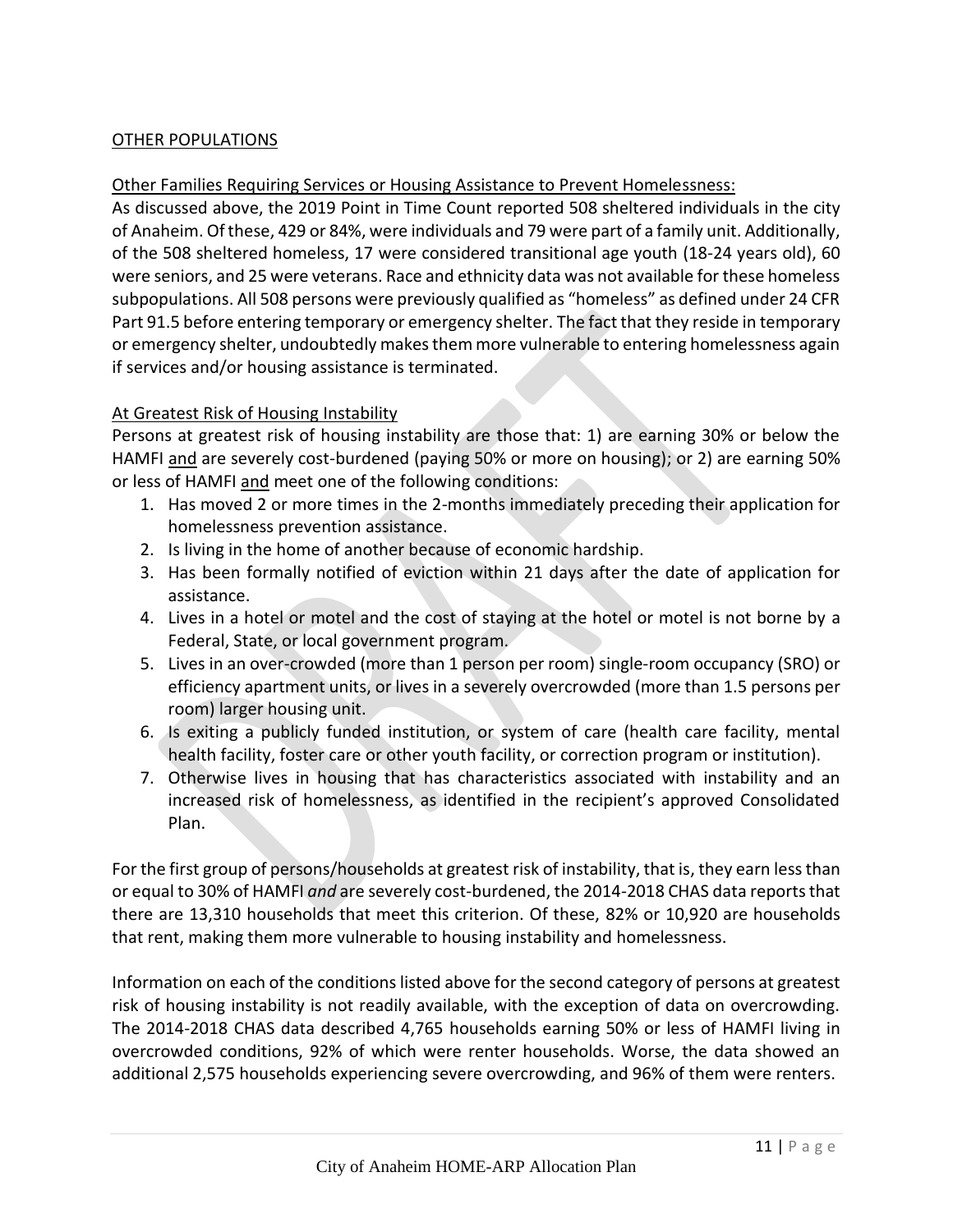OTHER POPULATIONS

Other Families Requiring Services or Housing Assistance to Prevent Homelessness:

As discussed above, the 2019 Point in Time Count reported 508 sheltered individuals in the city of Anaheim. Of these, 429 or 84%, were individuals and 79 were part of a family unit. Additionally, of the 508 sheltered homeless, 17 were considered transitional age youth (18-24 years old), 60 were seniors, and 25 were veterans. Race and ethnicity data was not available for these homeless subpopulations. All 508 persons were previously qualified as "homeless" as defined under 24 CFR Part 91.5 before entering temporary or emergency shelter. The fact that they reside in temporary or emergency shelter, undoubtedly makes them more vulnerable to entering homelessness again if services and/or housing assistance is terminated.

At Greatest Risk of Housing Instability

Persons at greatest risk of housing instability are those that: 1) are earning 30% or below the HAMFI and are severely cost-burdened (paying 50% or more on housing); or 2) are earning 50% or less of HAMFI and meet one of the following conditions:

1. Has moved 2 or more times in the 2-months immediately preceding their application for homelessness prevention assistance.
2. Is living in the home of another because of economic hardship.
3. Has been formally notified of eviction within 21 days after the date of application for assistance.
4. Lives in a hotel or motel and the cost of staying at the hotel or motel is not borne by a Federal, State, or local government program.
5. Lives in an over-crowded (more than 1 person per room) single-room occupancy (SRO) or efficiency apartment units, or lives in a severely overcrowded (more than 1.5 persons per room) larger housing unit.
6. Is exiting a publicly funded institution, or system of care (health care facility, mental health facility, foster care or other youth facility, or correction program or institution).
7. Otherwise lives in housing that has characteristics associated with instability and an increased risk of homelessness, as identified in the recipient's approved Consolidated Plan.

For the first group of persons/households at greatest risk of instability, that is, they earn less than or equal to 30% of HAMFI *and* are severely cost-burdened, the 2014-2018 CHAS data reports that there are 13,310 households that meet this criterion. Of these, 82% or 10,920 are households that rent, making them more vulnerable to housing instability and homelessness.

Information on each of the conditions listed above for the second category of persons at greatest risk of housing instability is not readily available, with the exception of data on overcrowding. The 2014-2018 CHAS data described 4,765 households earning 50% or less of HAMFI living in overcrowded conditions, 92% of which were renter households. Worse, the data showed an additional 2,575 households experiencing severe overcrowding, and 96% of them were renters.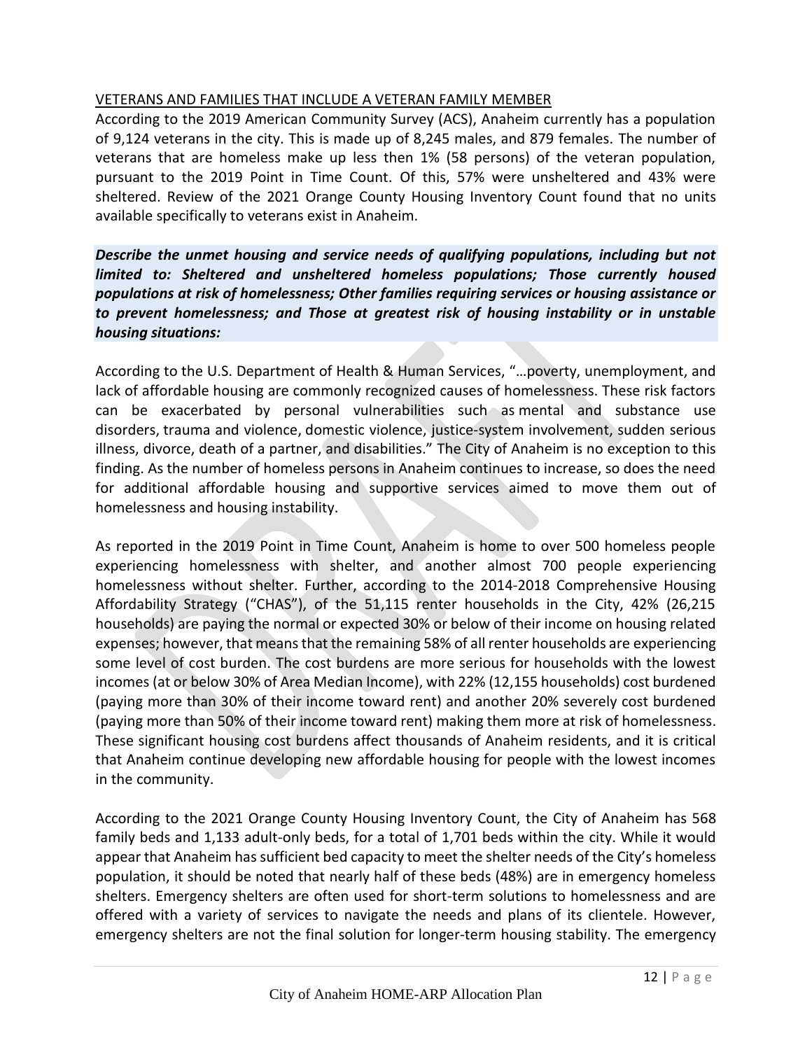VETERANS AND FAMILIES THAT INCLUDE A VETERAN FAMILY MEMBER

According to the 2019 American Community Survey (ACS), Anaheim currently has a population of 9,124 veterans in the city. This is made up of 8,245 males, and 879 females. The number of veterans that are homeless make up less then 1% (58 persons) of the veteran population, pursuant to the 2019 Point in Time Count. Of this, 57% were unsheltered and 43% were sheltered. Review of the 2021 Orange County Housing Inventory Count found that no units available specifically to veterans exist in Anaheim.

***Describe the unmet housing and service needs of qualifying populations, including but not limited to: Sheltered and unsheltered homeless populations; Those currently housed populations at risk of homelessness; Other families requiring services or housing assistance or to prevent homelessness; and Those at greatest risk of housing instability or in unstable housing situations:***

According to the U.S. Department of Health & Human Services, "…poverty, unemployment, and lack of affordable housing are commonly recognized causes of homelessness. These risk factors can be exacerbated by personal vulnerabilities such as mental and substance use disorders, trauma and violence, domestic violence, justice-system involvement, sudden serious illness, divorce, death of a partner, and disabilities." The City of Anaheim is no exception to this finding. As the number of homeless persons in Anaheim continues to increase, so does the need for additional affordable housing and supportive services aimed to move them out of homelessness and housing instability.

As reported in the 2019 Point in Time Count, Anaheim is home to over 500 homeless people experiencing homelessness with shelter, and another almost 700 people experiencing homelessness without shelter. Further, according to the 2014-2018 Comprehensive Housing Affordability Strategy ("CHAS"), of the 51,115 renter households in the City, 42% (26,215 households) are paying the normal or expected 30% or below of their income on housing related expenses; however, that means that the remaining 58% of all renter households are experiencing some level of cost burden. The cost burdens are more serious for households with the lowest incomes (at or below 30% of Area Median Income), with 22% (12,155 households) cost burdened (paying more than 30% of their income toward rent) and another 20% severely cost burdened (paying more than 50% of their income toward rent) making them more at risk of homelessness. These significant housing cost burdens affect thousands of Anaheim residents, and it is critical that Anaheim continue developing new affordable housing for people with the lowest incomes in the community.

According to the 2021 Orange County Housing Inventory Count, the City of Anaheim has 568 family beds and 1,133 adult-only beds, for a total of 1,701 beds within the city. While it would appear that Anaheim has sufficient bed capacity to meet the shelter needs of the City's homeless population, it should be noted that nearly half of these beds (48%) are in emergency homeless shelters. Emergency shelters are often used for short-term solutions to homelessness and are offered with a variety of services to navigate the needs and plans of its clientele. However, emergency shelters are not the final solution for longer-term housing stability. The emergency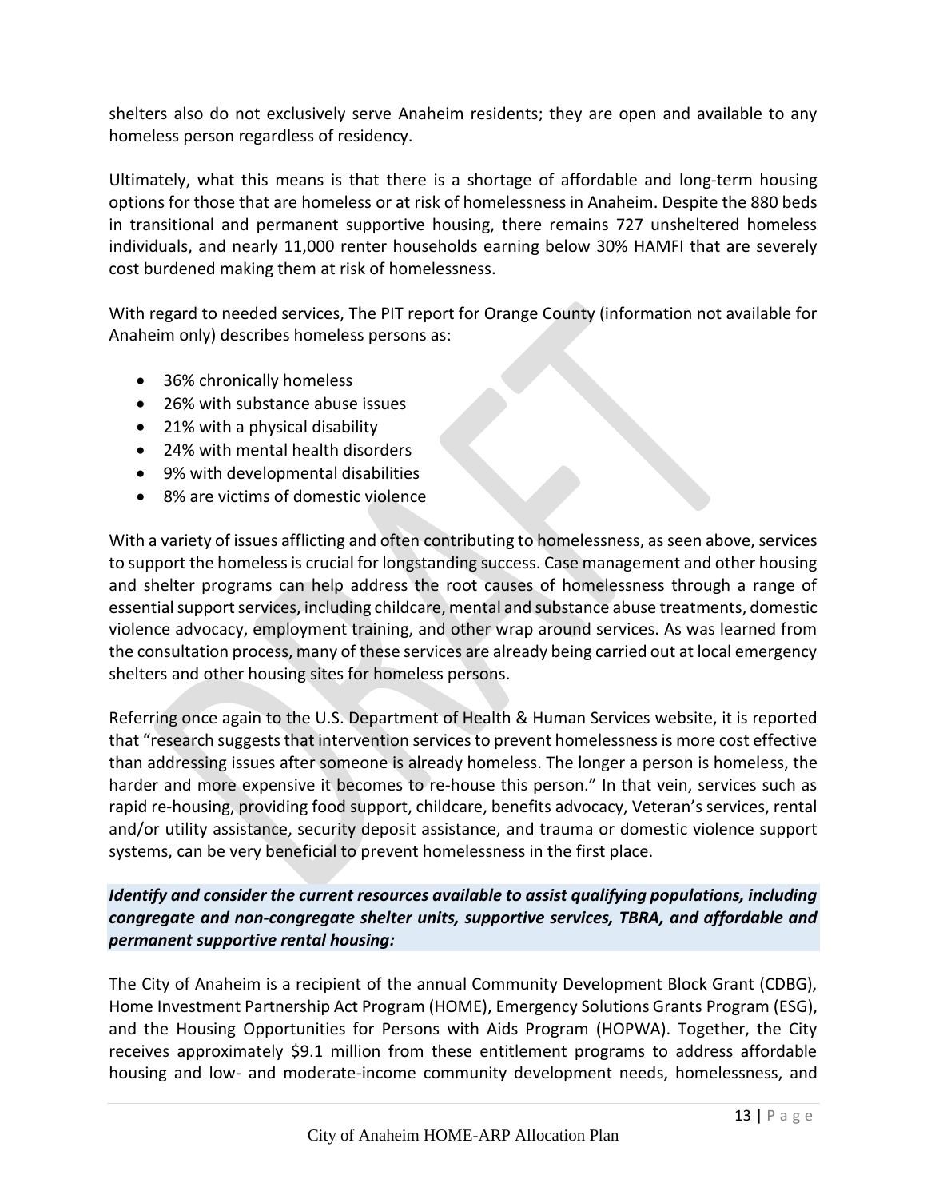shelters also do not exclusively serve Anaheim residents; they are open and available to any homeless person regardless of residency.

Ultimately, what this means is that there is a shortage of affordable and long-term housing options for those that are homeless or at risk of homelessness in Anaheim. Despite the 880 beds in transitional and permanent supportive housing, there remains 727 unsheltered homeless individuals, and nearly 11,000 renter households earning below 30% HAMFI that are severely cost burdened making them at risk of homelessness.

With regard to needed services, The PIT report for Orange County (information not available for Anaheim only) describes homeless persons as:

- 36% chronically homeless
- 26% with substance abuse issues
- 21% with a physical disability
- 24% with mental health disorders
- 9% with developmental disabilities
- 8% are victims of domestic violence

With a variety of issues afflicting and often contributing to homelessness, as seen above, services to support the homeless is crucial for longstanding success. Case management and other housing and shelter programs can help address the root causes of homelessness through a range of essential support services, including childcare, mental and substance abuse treatments, domestic violence advocacy, employment training, and other wrap around services. As was learned from the consultation process, many of these services are already being carried out at local emergency shelters and other housing sites for homeless persons.

Referring once again to the U.S. Department of Health & Human Services website, it is reported that "research suggests that intervention services to prevent homelessness is more cost effective than addressing issues after someone is already homeless. The longer a person is homeless, the harder and more expensive it becomes to re-house this person." In that vein, services such as rapid re-housing, providing food support, childcare, benefits advocacy, Veteran's services, rental and/or utility assistance, security deposit assistance, and trauma or domestic violence support systems, can be very beneficial to prevent homelessness in the first place.

***Identify and consider the current resources available to assist qualifying populations, including congregate and non-congregate shelter units, supportive services, TBRA, and affordable and permanent supportive rental housing:***

The City of Anaheim is a recipient of the annual Community Development Block Grant (CDBG), Home Investment Partnership Act Program (HOME), Emergency Solutions Grants Program (ESG), and the Housing Opportunities for Persons with Aids Program (HOPWA). Together, the City receives approximately $9.1 million from these entitlement programs to address affordable housing and low- and moderate-income community development needs, homelessness, and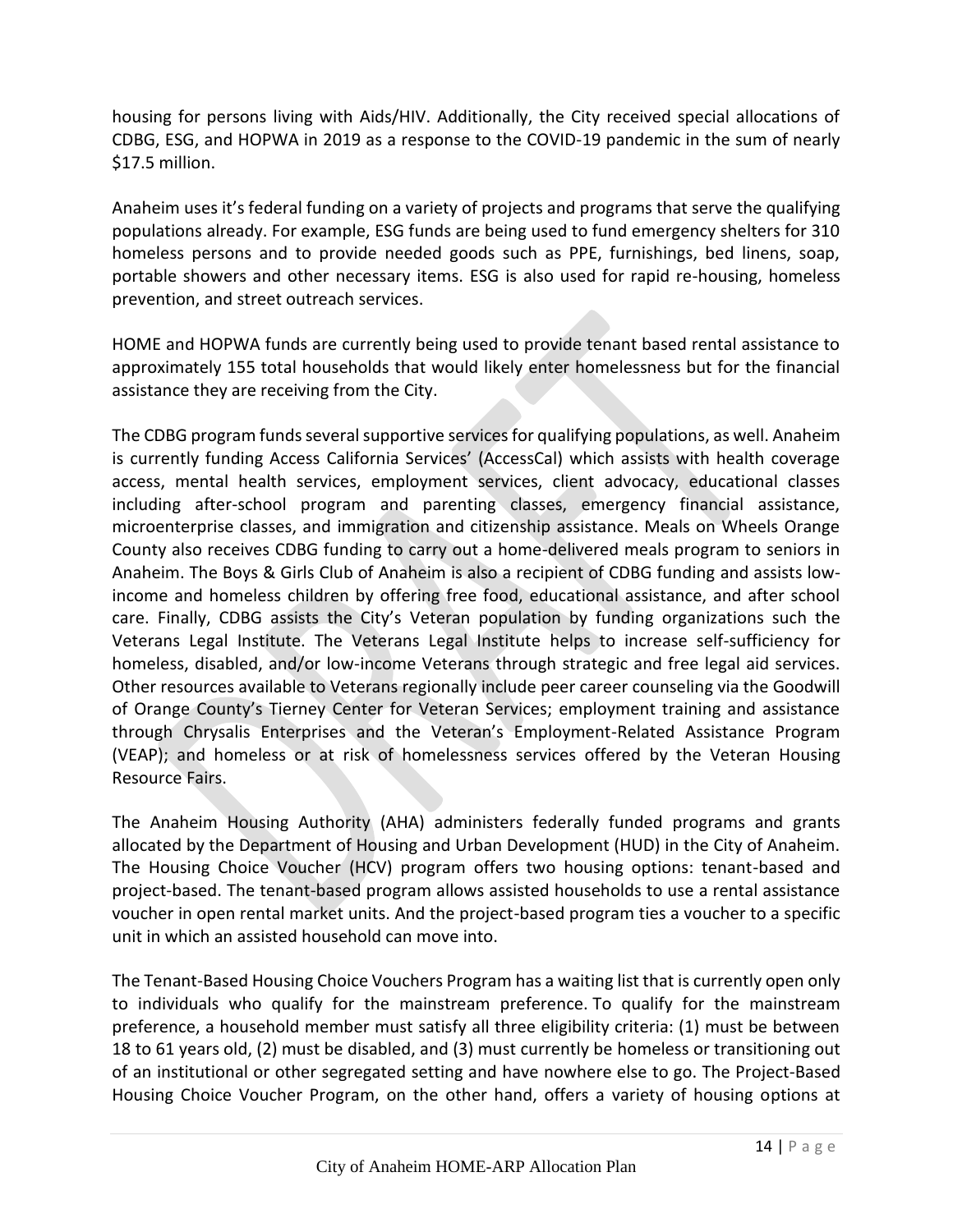housing for persons living with Aids/HIV. Additionally, the City received special allocations of CDBG, ESG, and HOPWA in 2019 as a response to the COVID-19 pandemic in the sum of nearly $17.5 million.

Anaheim uses it's federal funding on a variety of projects and programs that serve the qualifying populations already. For example, ESG funds are being used to fund emergency shelters for 310 homeless persons and to provide needed goods such as PPE, furnishings, bed linens, soap, portable showers and other necessary items. ESG is also used for rapid re-housing, homeless prevention, and street outreach services.

HOME and HOPWA funds are currently being used to provide tenant based rental assistance to approximately 155 total households that would likely enter homelessness but for the financial assistance they are receiving from the City.

The CDBG program funds several supportive services for qualifying populations, as well. Anaheim is currently funding Access California Services' (AccessCal) which assists with health coverage access, mental health services, employment services, client advocacy, educational classes including after-school program and parenting classes, emergency financial assistance, microenterprise classes, and immigration and citizenship assistance. Meals on Wheels Orange County also receives CDBG funding to carry out a home-delivered meals program to seniors in Anaheim. The Boys & Girls Club of Anaheim is also a recipient of CDBG funding and assists low-income and homeless children by offering free food, educational assistance, and after school care. Finally, CDBG assists the City's Veteran population by funding organizations such the Veterans Legal Institute. The Veterans Legal Institute helps to increase self-sufficiency for homeless, disabled, and/or low-income Veterans through strategic and free legal aid services. Other resources available to Veterans regionally include peer career counseling via the Goodwill of Orange County's Tierney Center for Veteran Services; employment training and assistance through Chrysalis Enterprises and the Veteran's Employment-Related Assistance Program (VEAP); and homeless or at risk of homelessness services offered by the Veteran Housing Resource Fairs.

The Anaheim Housing Authority (AHA) administers federally funded programs and grants allocated by the Department of Housing and Urban Development (HUD) in the City of Anaheim. The Housing Choice Voucher (HCV) program offers two housing options: tenant-based and project-based. The tenant-based program allows assisted households to use a rental assistance voucher in open rental market units. And the project-based program ties a voucher to a specific unit in which an assisted household can move into.

The Tenant-Based Housing Choice Vouchers Program has a waiting list that is currently open only to individuals who qualify for the mainstream preference. To qualify for the mainstream preference, a household member must satisfy all three eligibility criteria: (1) must be between 18 to 61 years old, (2) must be disabled, and (3) must currently be homeless or transitioning out of an institutional or other segregated setting and have nowhere else to go. The Project-Based Housing Choice Voucher Program, on the other hand, offers a variety of housing options at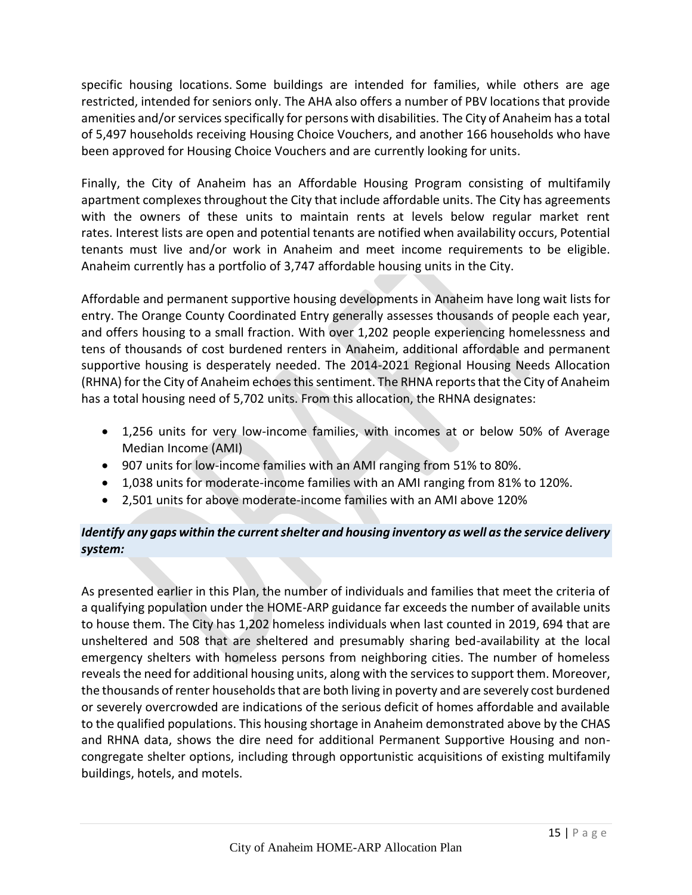specific housing locations. Some buildings are intended for families, while others are age restricted, intended for seniors only. The AHA also offers a number of PBV locations that provide amenities and/or services specifically for persons with disabilities. The City of Anaheim has a total of 5,497 households receiving Housing Choice Vouchers, and another 166 households who have been approved for Housing Choice Vouchers and are currently looking for units.

Finally, the City of Anaheim has an Affordable Housing Program consisting of multifamily apartment complexes throughout the City that include affordable units. The City has agreements with the owners of these units to maintain rents at levels below regular market rent rates. Interest lists are open and potential tenants are notified when availability occurs, Potential tenants must live and/or work in Anaheim and meet income requirements to be eligible. Anaheim currently has a portfolio of 3,747 affordable housing units in the City.

Affordable and permanent supportive housing developments in Anaheim have long wait lists for entry. The Orange County Coordinated Entry generally assesses thousands of people each year, and offers housing to a small fraction. With over 1,202 people experiencing homelessness and tens of thousands of cost burdened renters in Anaheim, additional affordable and permanent supportive housing is desperately needed. The 2014-2021 Regional Housing Needs Allocation (RHNA) for the City of Anaheim echoes this sentiment. The RHNA reports that the City of Anaheim has a total housing need of 5,702 units. From this allocation, the RHNA designates:

- 1,256 units for very low-income families, with incomes at or below 50% of Average Median Income (AMI)
- 907 units for low-income families with an AMI ranging from 51% to 80%.
- 1,038 units for moderate-income families with an AMI ranging from 81% to 120%.
- 2,501 units for above moderate-income families with an AMI above 120%

***Identify any gaps within the current shelter and housing inventory as well as the service delivery system:***

As presented earlier in this Plan, the number of individuals and families that meet the criteria of a qualifying population under the HOME-ARP guidance far exceeds the number of available units to house them. The City has 1,202 homeless individuals when last counted in 2019, 694 that are unsheltered and 508 that are sheltered and presumably sharing bed-availability at the local emergency shelters with homeless persons from neighboring cities. The number of homeless reveals the need for additional housing units, along with the services to support them. Moreover, the thousands of renter households that are both living in poverty and are severely cost burdened or severely overcrowded are indications of the serious deficit of homes affordable and available to the qualified populations. This housing shortage in Anaheim demonstrated above by the CHAS and RHNA data, shows the dire need for additional Permanent Supportive Housing and non-congregate shelter options, including through opportunistic acquisitions of existing multifamily buildings, hotels, and motels.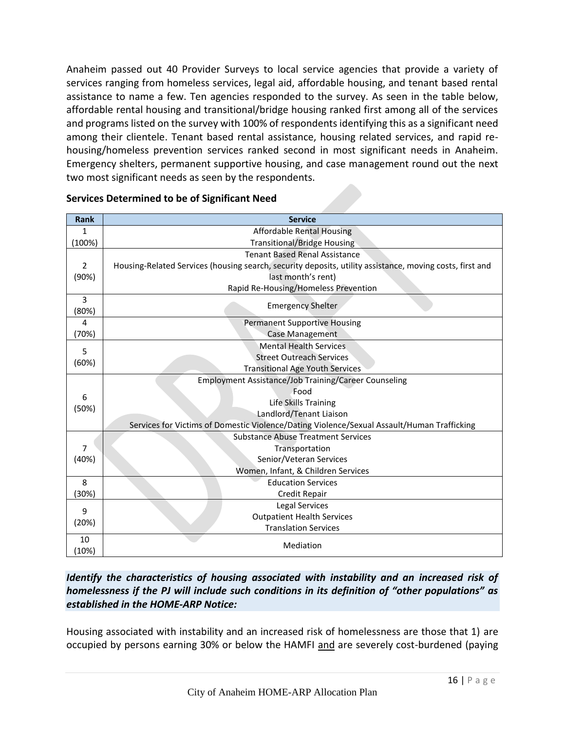Anaheim passed out 40 Provider Surveys to local service agencies that provide a variety of services ranging from homeless services, legal aid, affordable housing, and tenant based rental assistance to name a few. Ten agencies responded to the survey. As seen in the table below, affordable rental housing and transitional/bridge housing ranked first among all of the services and programs listed on the survey with 100% of respondents identifying this as a significant need among their clientele. Tenant based rental assistance, housing related services, and rapid re-housing/homeless prevention services ranked second in most significant needs in Anaheim. Emergency shelters, permanent supportive housing, and case management round out the next two most significant needs as seen by the respondents.

**Services Determined to be of Significant Need**

| Rank | Service |
|---|---|
| 1 (100%) | Affordable Rental Housing<br>Transitional/Bridge Housing |
| 2 (90%) | Tenant Based Renal Assistance<br>Housing-Related Services (housing search, security deposits, utility assistance, moving costs, first and last month's rent)<br>Rapid Re-Housing/Homeless Prevention |
| 3 (80%) | Emergency Shelter |
| 4 (70%) | Permanent Supportive Housing<br>Case Management |
| 5 (60%) | Mental Health Services<br>Street Outreach Services<br>Transitional Age Youth Services |
| 6 (50%) | Employment Assistance/Job Training/Career Counseling<br>Food<br>Life Skills Training<br>Landlord/Tenant Liaison<br>Services for Victims of Domestic Violence/Dating Violence/Sexual Assault/Human Trafficking |
| 7 (40%) | Substance Abuse Treatment Services<br>Transportation<br>Senior/Veteran Services<br>Women, Infant, & Children Services |
| 8 (30%) | Education Services<br>Credit Repair |
| 9 (20%) | Legal Services<br>Outpatient Health Services<br>Translation Services |
| 10 (10%) | Mediation |

***Identify the characteristics of housing associated with instability and an increased risk of homelessness if the PJ will include such conditions in its definition of "other populations" as established in the HOME-ARP Notice:***

Housing associated with instability and an increased risk of homelessness are those that 1) are occupied by persons earning 30% or below the HAMFI and are severely cost-burdened (paying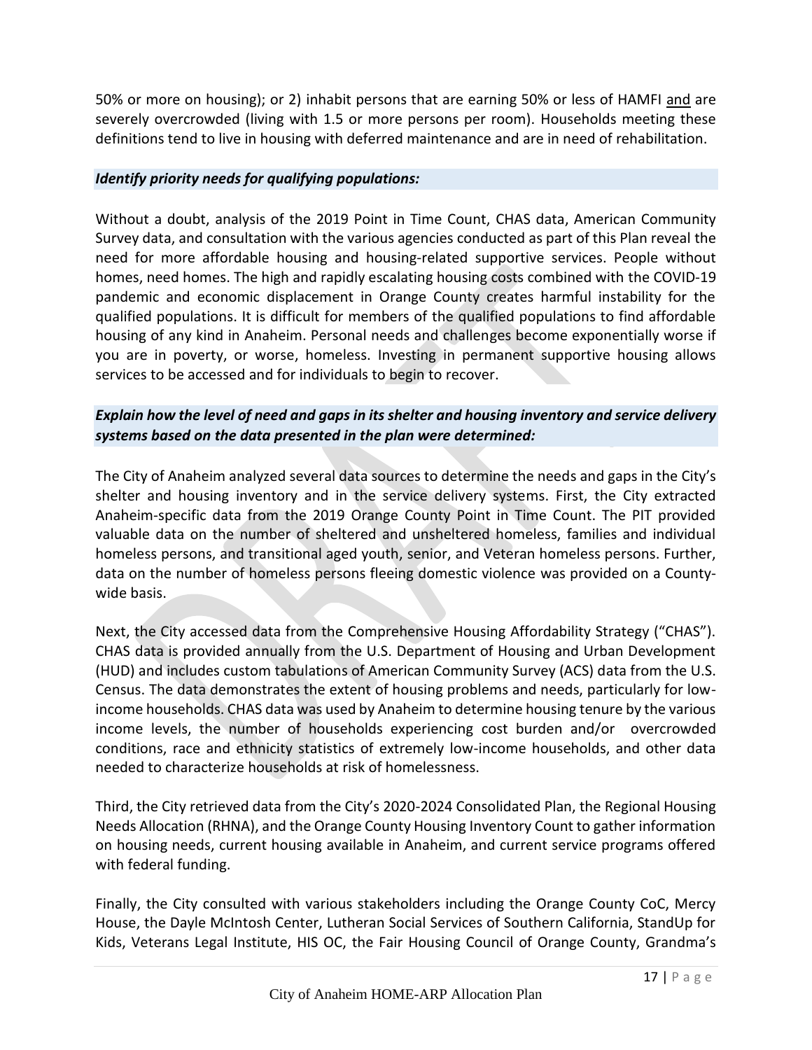50% or more on housing); or 2) inhabit persons that are earning 50% or less of HAMFI and are severely overcrowded (living with 1.5 or more persons per room). Households meeting these definitions tend to live in housing with deferred maintenance and are in need of rehabilitation.

***Identify priority needs for qualifying populations:***

Without a doubt, analysis of the 2019 Point in Time Count, CHAS data, American Community Survey data, and consultation with the various agencies conducted as part of this Plan reveal the need for more affordable housing and housing-related supportive services. People without homes, need homes. The high and rapidly escalating housing costs combined with the COVID-19 pandemic and economic displacement in Orange County creates harmful instability for the qualified populations. It is difficult for members of the qualified populations to find affordable housing of any kind in Anaheim. Personal needs and challenges become exponentially worse if you are in poverty, or worse, homeless. Investing in permanent supportive housing allows services to be accessed and for individuals to begin to recover.

***Explain how the level of need and gaps in its shelter and housing inventory and service delivery systems based on the data presented in the plan were determined:***

The City of Anaheim analyzed several data sources to determine the needs and gaps in the City's shelter and housing inventory and in the service delivery systems. First, the City extracted Anaheim-specific data from the 2019 Orange County Point in Time Count. The PIT provided valuable data on the number of sheltered and unsheltered homeless, families and individual homeless persons, and transitional aged youth, senior, and Veteran homeless persons. Further, data on the number of homeless persons fleeing domestic violence was provided on a County-wide basis.

Next, the City accessed data from the Comprehensive Housing Affordability Strategy ("CHAS"). CHAS data is provided annually from the U.S. Department of Housing and Urban Development (HUD) and includes custom tabulations of American Community Survey (ACS) data from the U.S. Census. The data demonstrates the extent of housing problems and needs, particularly for low-income households. CHAS data was used by Anaheim to determine housing tenure by the various income levels, the number of households experiencing cost burden and/or overcrowded conditions, race and ethnicity statistics of extremely low-income households, and other data needed to characterize households at risk of homelessness.

Third, the City retrieved data from the City's 2020-2024 Consolidated Plan, the Regional Housing Needs Allocation (RHNA), and the Orange County Housing Inventory Count to gather information on housing needs, current housing available in Anaheim, and current service programs offered with federal funding.

Finally, the City consulted with various stakeholders including the Orange County CoC, Mercy House, the Dayle McIntosh Center, Lutheran Social Services of Southern California, StandUp for Kids, Veterans Legal Institute, HIS OC, the Fair Housing Council of Orange County, Grandma's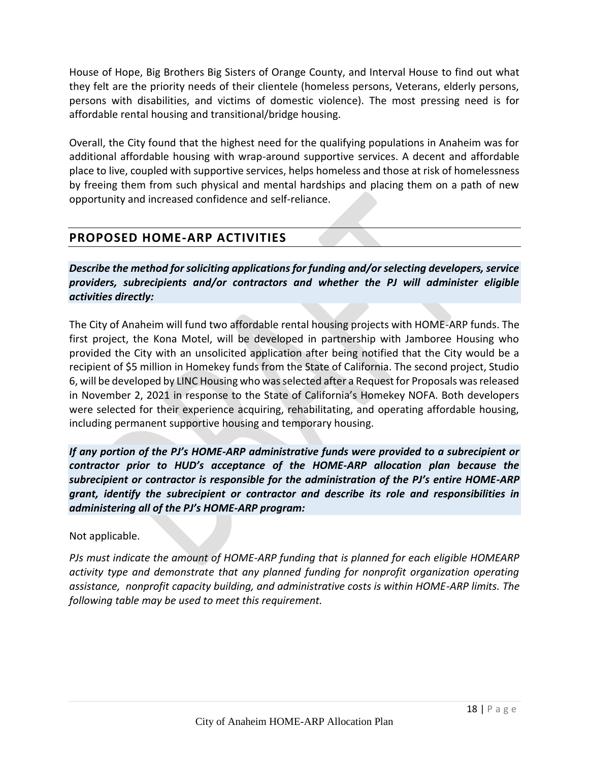House of Hope, Big Brothers Big Sisters of Orange County, and Interval House to find out what they felt are the priority needs of their clientele (homeless persons, Veterans, elderly persons, persons with disabilities, and victims of domestic violence). The most pressing need is for affordable rental housing and transitional/bridge housing.

Overall, the City found that the highest need for the qualifying populations in Anaheim was for additional affordable housing with wrap-around supportive services. A decent and affordable place to live, coupled with supportive services, helps homeless and those at risk of homelessness by freeing them from such physical and mental hardships and placing them on a path of new opportunity and increased confidence and self-reliance.

## PROPOSED HOME-ARP ACTIVITIES

***Describe the method for soliciting applications for funding and/or selecting developers, service providers, subrecipients and/or contractors and whether the PJ will administer eligible activities directly:***

The City of Anaheim will fund two affordable rental housing projects with HOME-ARP funds. The first project, the Kona Motel, will be developed in partnership with Jamboree Housing who provided the City with an unsolicited application after being notified that the City would be a recipient of $5 million in Homekey funds from the State of California. The second project, Studio 6, will be developed by LINC Housing who was selected after a Request for Proposals was released in November 2, 2021 in response to the State of California's Homekey NOFA. Both developers were selected for their experience acquiring, rehabilitating, and operating affordable housing, including permanent supportive housing and temporary housing.

***If any portion of the PJ's HOME-ARP administrative funds were provided to a subrecipient or contractor prior to HUD's acceptance of the HOME-ARP allocation plan because the subrecipient or contractor is responsible for the administration of the PJ's entire HOME-ARP grant, identify the subrecipient or contractor and describe its role and responsibilities in administering all of the PJ's HOME-ARP program:***

Not applicable.

*PJs must indicate the amount of HOME-ARP funding that is planned for each eligible HOMEARP activity type and demonstrate that any planned funding for nonprofit organization operating assistance, nonprofit capacity building, and administrative costs is within HOME-ARP limits. The following table may be used to meet this requirement.*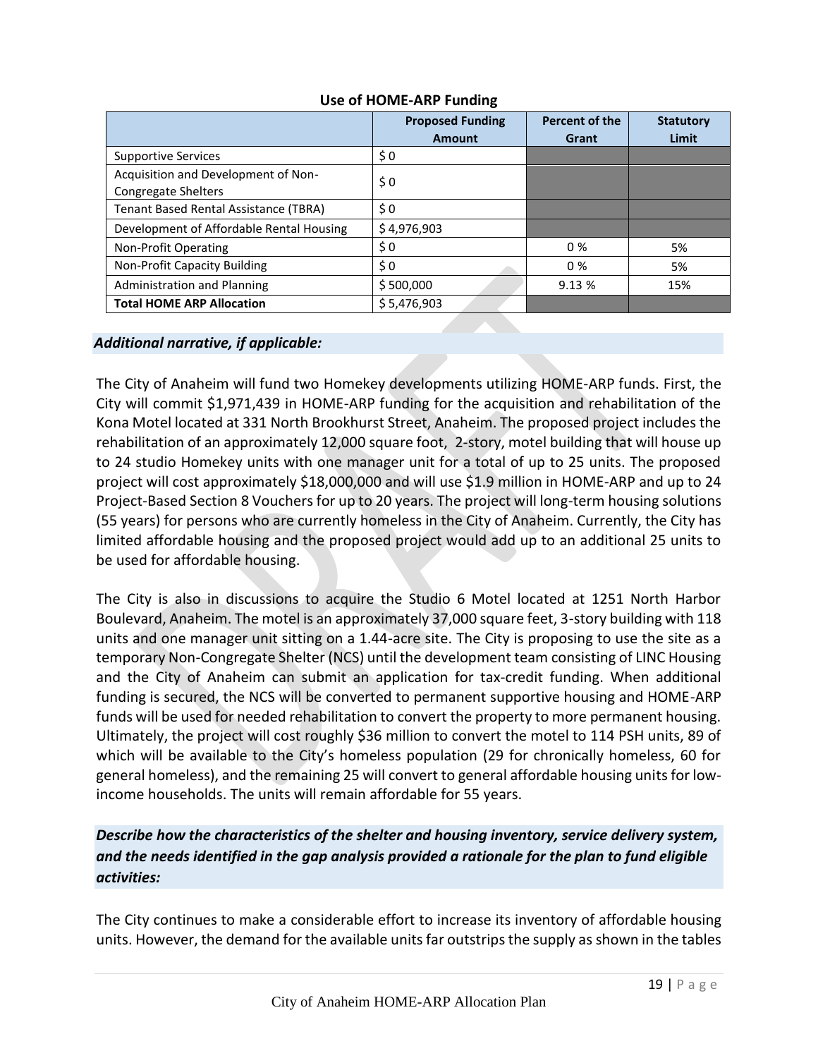**Use of HOME-ARP Funding**

| | Proposed Funding Amount | Percent of the Grant | Statutory Limit |
|---|---|---|---|
| Supportive Services | $ 0 | | |
| Acquisition and Development of Non-Congregate Shelters | $ 0 | | |
| Tenant Based Rental Assistance (TBRA) | $ 0 | | |
| Development of Affordable Rental Housing | $ 4,976,903 | | |
| Non-Profit Operating | $ 0 | 0 % | 5% |
| Non-Profit Capacity Building | $ 0 | 0 % | 5% |
| Administration and Planning | $ 500,000 | 9.13 % | 15% |
| **Total HOME ARP Allocation** | $ 5,476,903 | | |

***Additional narrative, if applicable:***

The City of Anaheim will fund two Homekey developments utilizing HOME-ARP funds. First, the City will commit $1,971,439 in HOME-ARP funding for the acquisition and rehabilitation of the Kona Motel located at 331 North Brookhurst Street, Anaheim. The proposed project includes the rehabilitation of an approximately 12,000 square foot, 2-story, motel building that will house up to 24 studio Homekey units with one manager unit for a total of up to 25 units. The proposed project will cost approximately $18,000,000 and will use $1.9 million in HOME-ARP and up to 24 Project-Based Section 8 Vouchers for up to 20 years. The project will long-term housing solutions (55 years) for persons who are currently homeless in the City of Anaheim. Currently, the City has limited affordable housing and the proposed project would add up to an additional 25 units to be used for affordable housing.

The City is also in discussions to acquire the Studio 6 Motel located at 1251 North Harbor Boulevard, Anaheim. The motel is an approximately 37,000 square feet, 3-story building with 118 units and one manager unit sitting on a 1.44-acre site. The City is proposing to use the site as a temporary Non-Congregate Shelter (NCS) until the development team consisting of LINC Housing and the City of Anaheim can submit an application for tax-credit funding. When additional funding is secured, the NCS will be converted to permanent supportive housing and HOME-ARP funds will be used for needed rehabilitation to convert the property to more permanent housing. Ultimately, the project will cost roughly $36 million to convert the motel to 114 PSH units, 89 of which will be available to the City's homeless population (29 for chronically homeless, 60 for general homeless), and the remaining 25 will convert to general affordable housing units for low-income households. The units will remain affordable for 55 years.

***Describe how the characteristics of the shelter and housing inventory, service delivery system, and the needs identified in the gap analysis provided a rationale for the plan to fund eligible activities:***

The City continues to make a considerable effort to increase its inventory of affordable housing units. However, the demand for the available units far outstrips the supply as shown in the tables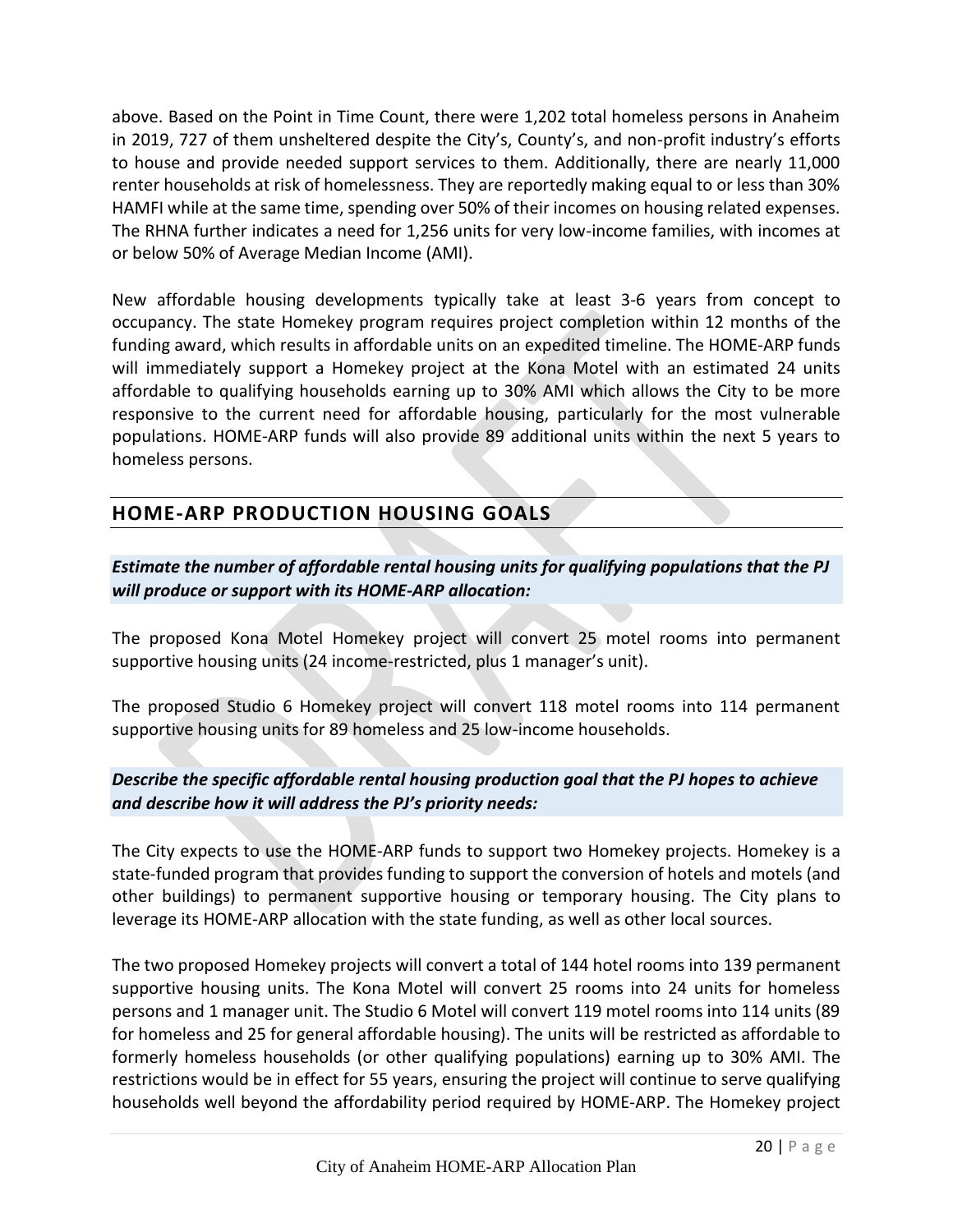above. Based on the Point in Time Count, there were 1,202 total homeless persons in Anaheim in 2019, 727 of them unsheltered despite the City's, County's, and non-profit industry's efforts to house and provide needed support services to them. Additionally, there are nearly 11,000 renter households at risk of homelessness. They are reportedly making equal to or less than 30% HAMFI while at the same time, spending over 50% of their incomes on housing related expenses. The RHNA further indicates a need for 1,256 units for very low-income families, with incomes at or below 50% of Average Median Income (AMI).

New affordable housing developments typically take at least 3-6 years from concept to occupancy. The state Homekey program requires project completion within 12 months of the funding award, which results in affordable units on an expedited timeline. The HOME-ARP funds will immediately support a Homekey project at the Kona Motel with an estimated 24 units affordable to qualifying households earning up to 30% AMI which allows the City to be more responsive to the current need for affordable housing, particularly for the most vulnerable populations. HOME-ARP funds will also provide 89 additional units within the next 5 years to homeless persons.

## HOME-ARP PRODUCTION HOUSING GOALS

***Estimate the number of affordable rental housing units for qualifying populations that the PJ will produce or support with its HOME-ARP allocation:***

The proposed Kona Motel Homekey project will convert 25 motel rooms into permanent supportive housing units (24 income-restricted, plus 1 manager's unit).

The proposed Studio 6 Homekey project will convert 118 motel rooms into 114 permanent supportive housing units for 89 homeless and 25 low-income households.

***Describe the specific affordable rental housing production goal that the PJ hopes to achieve and describe how it will address the PJ's priority needs:***

The City expects to use the HOME-ARP funds to support two Homekey projects. Homekey is a state-funded program that provides funding to support the conversion of hotels and motels (and other buildings) to permanent supportive housing or temporary housing. The City plans to leverage its HOME-ARP allocation with the state funding, as well as other local sources.

The two proposed Homekey projects will convert a total of 144 hotel rooms into 139 permanent supportive housing units. The Kona Motel will convert 25 rooms into 24 units for homeless persons and 1 manager unit. The Studio 6 Motel will convert 119 motel rooms into 114 units (89 for homeless and 25 for general affordable housing). The units will be restricted as affordable to formerly homeless households (or other qualifying populations) earning up to 30% AMI. The restrictions would be in effect for 55 years, ensuring the project will continue to serve qualifying households well beyond the affordability period required by HOME-ARP. The Homekey project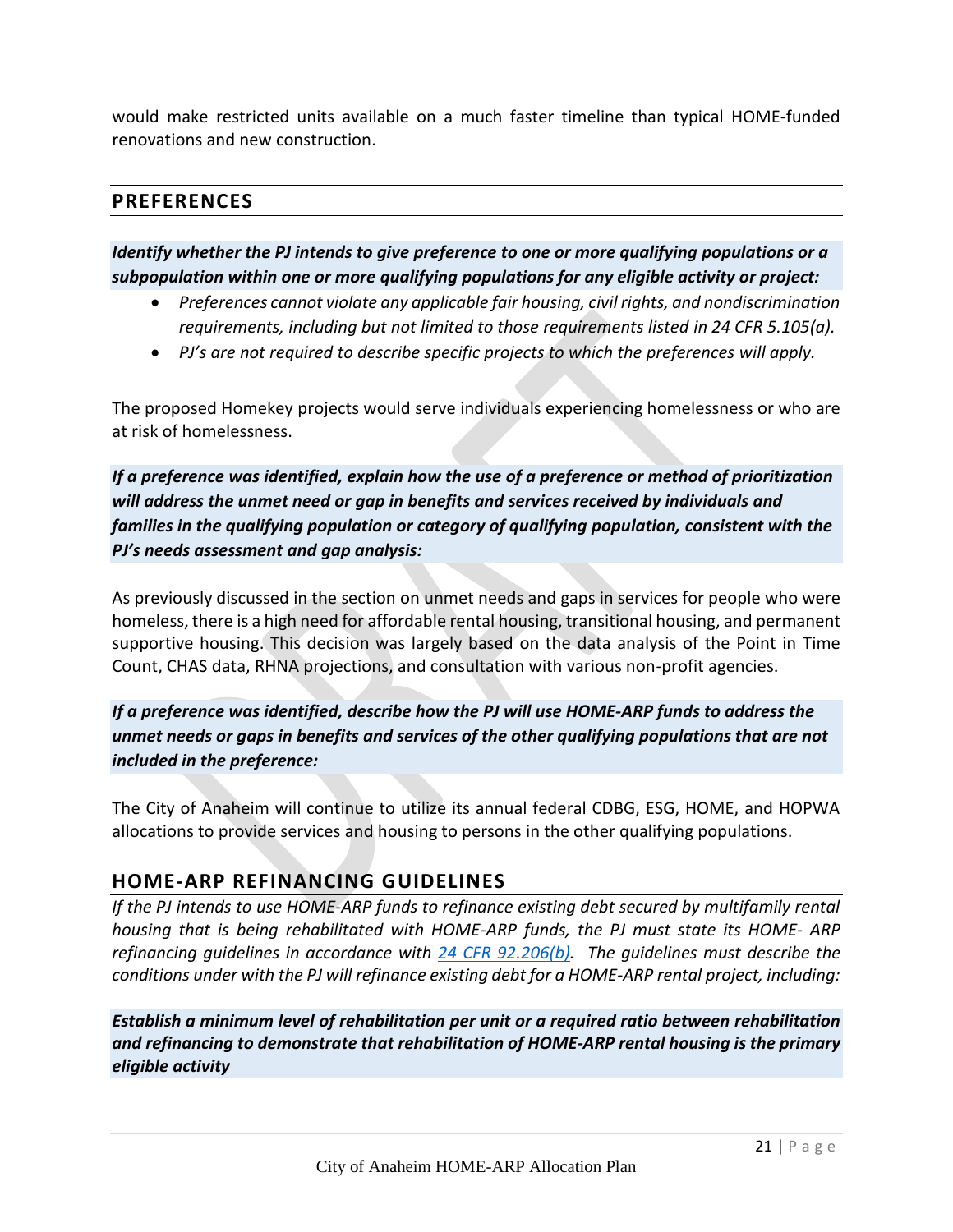would make restricted units available on a much faster timeline than typical HOME-funded renovations and new construction.

## PREFERENCES

***Identify whether the PJ intends to give preference to one or more qualifying populations or a subpopulation within one or more qualifying populations for any eligible activity or project:***

- *Preferences cannot violate any applicable fair housing, civil rights, and nondiscrimination requirements, including but not limited to those requirements listed in 24 CFR 5.105(a).*
- *PJ's are not required to describe specific projects to which the preferences will apply.*

The proposed Homekey projects would serve individuals experiencing homelessness or who are at risk of homelessness.

***If a preference was identified, explain how the use of a preference or method of prioritization will address the unmet need or gap in benefits and services received by individuals and families in the qualifying population or category of qualifying population, consistent with the PJ's needs assessment and gap analysis:***

As previously discussed in the section on unmet needs and gaps in services for people who were homeless, there is a high need for affordable rental housing, transitional housing, and permanent supportive housing. This decision was largely based on the data analysis of the Point in Time Count, CHAS data, RHNA projections, and consultation with various non-profit agencies.

***If a preference was identified, describe how the PJ will use HOME-ARP funds to address the unmet needs or gaps in benefits and services of the other qualifying populations that are not included in the preference:***

The City of Anaheim will continue to utilize its annual federal CDBG, ESG, HOME, and HOPWA allocations to provide services and housing to persons in the other qualifying populations.

## HOME-ARP REFINANCING GUIDELINES

*If the PJ intends to use HOME-ARP funds to refinance existing debt secured by multifamily rental housing that is being rehabilitated with HOME-ARP funds, the PJ must state its HOME- ARP refinancing guidelines in accordance with 24 CFR 92.206(b). The guidelines must describe the conditions under with the PJ will refinance existing debt for a HOME-ARP rental project, including:*

***Establish a minimum level of rehabilitation per unit or a required ratio between rehabilitation and refinancing to demonstrate that rehabilitation of HOME-ARP rental housing is the primary eligible activity***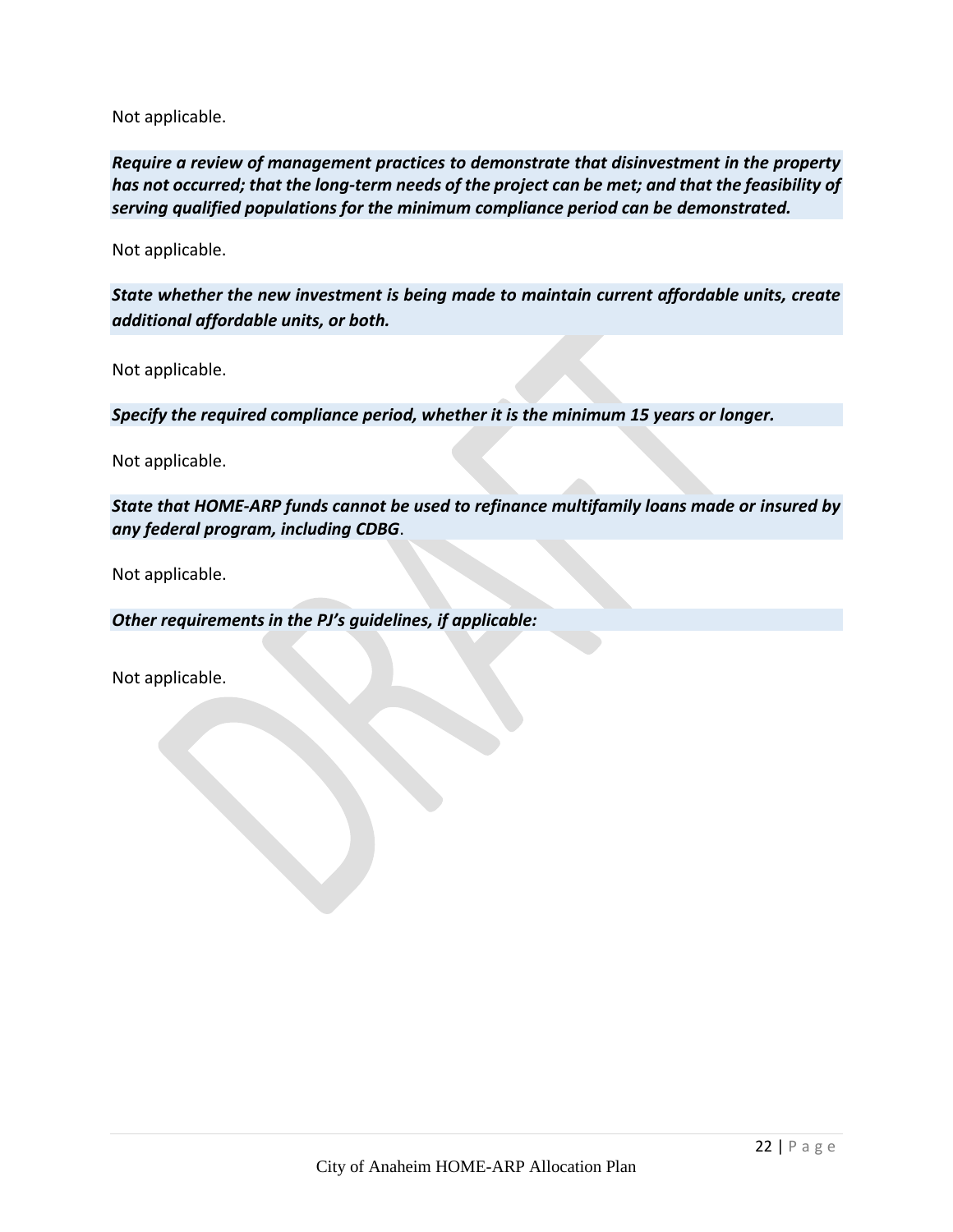Not applicable.

***Require a review of management practices to demonstrate that disinvestment in the property has not occurred; that the long-term needs of the project can be met; and that the feasibility of serving qualified populations for the minimum compliance period can be demonstrated.***

Not applicable.

***State whether the new investment is being made to maintain current affordable units, create additional affordable units, or both.***

Not applicable.

***Specify the required compliance period, whether it is the minimum 15 years or longer.***

Not applicable.

***State that HOME-ARP funds cannot be used to refinance multifamily loans made or insured by any federal program, including CDBG*.**

Not applicable.

***Other requirements in the PJ's guidelines, if applicable:***

Not applicable.